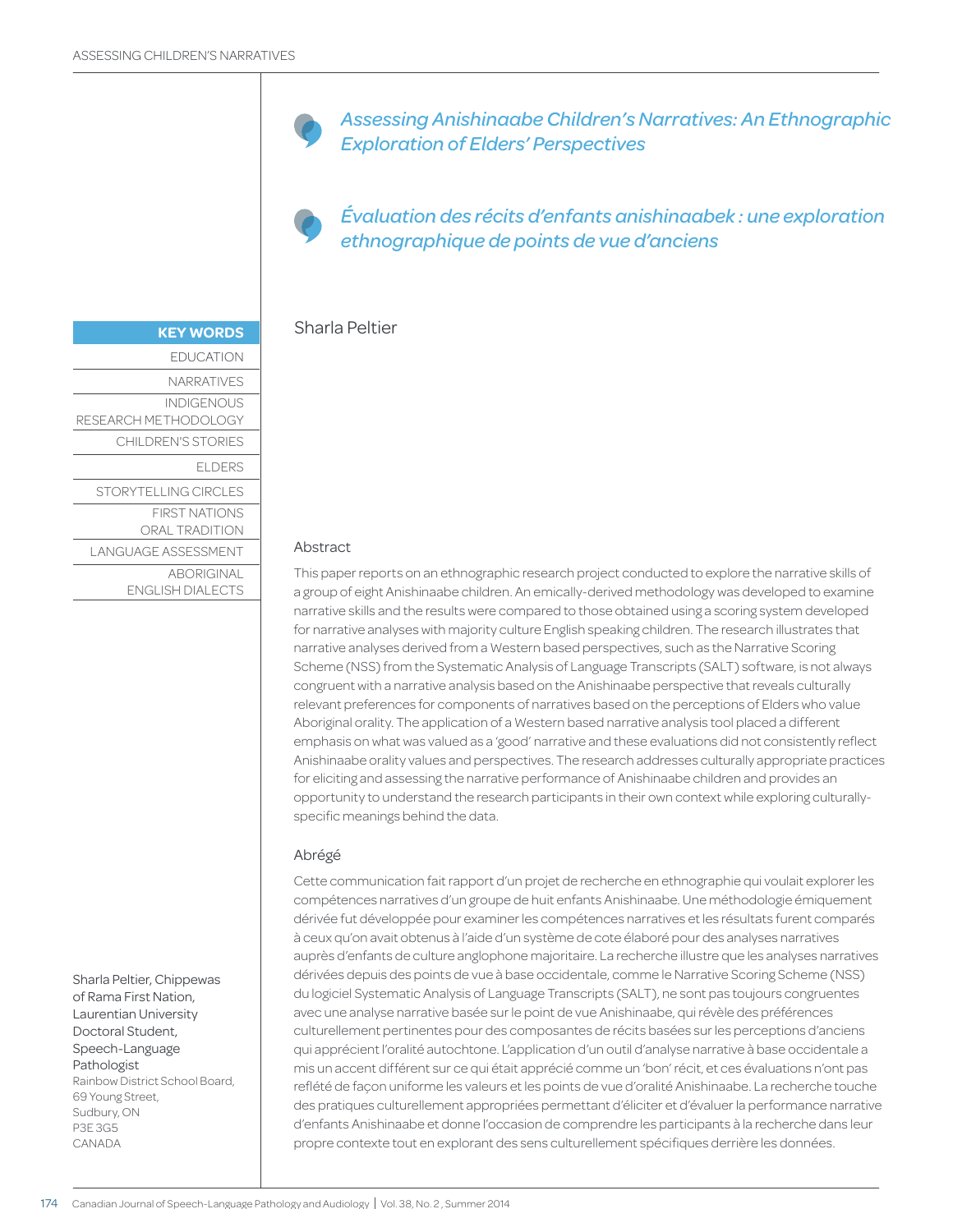# *Assessing Anishinaabe Children's Narratives: An Ethnographic Exploration of Elders' Perspectives*

# *Évaluation des récits d'enfants anishinaabek : une exploration ethnographique de points de vue d'anciens*

Sharla Peltier

**KEY WORDS**

EDUCATION

NARRATIVES

INDIGENOUS RESEARCH METHODOLOGY

CHILDREN'S STORIES

ELDERS

STORYTELLING CIRCLES

FIRST NATIONS ORAL TRADITION

LANGUAGE ASSESSMENT

ABORIGINAL ENGLISH DIALECTS

Sharla Peltier, Chippewas of Rama First Nation, Laurentian University Doctoral Student, Speech-Language Pathologist
Rainbow District School Board,
69 Young Street,
Sudbury, ON
P3E 3G5
CANADA

## Abstract

This paper reports on an ethnographic research project conducted to explore the narrative skills of a group of eight Anishinaabe children. An emically-derived methodology was developed to examine narrative skills and the results were compared to those obtained using a scoring system developed for narrative analyses with majority culture English speaking children. The research illustrates that narrative analyses derived from a Western based perspectives, such as the Narrative Scoring Scheme (NSS) from the Systematic Analysis of Language Transcripts (SALT) software, is not always congruent with a narrative analysis based on the Anishinaabe perspective that reveals culturally relevant preferences for components of narratives based on the perceptions of Elders who value Aboriginal orality. The application of a Western based narrative analysis tool placed a different emphasis on what was valued as a 'good' narrative and these evaluations did not consistently reflect Anishinaabe orality values and perspectives. The research addresses culturally appropriate practices for eliciting and assessing the narrative performance of Anishinaabe children and provides an opportunity to understand the research participants in their own context while exploring culturally-specific meanings behind the data.

## Abrégé

Cette communication fait rapport d'un projet de recherche en ethnographie qui voulait explorer les compétences narratives d'un groupe de huit enfants Anishinaabe. Une méthodologie émiquement dérivée fut développée pour examiner les compétences narratives et les résultats furent comparés à ceux qu'on avait obtenus à l'aide d'un système de cote élaboré pour des analyses narratives auprès d'enfants de culture anglophone majoritaire. La recherche illustre que les analyses narratives dérivées depuis des points de vue à base occidentale, comme le Narrative Scoring Scheme (NSS) du logiciel Systematic Analysis of Language Transcripts (SALT), ne sont pas toujours congruentes avec une analyse narrative basée sur le point de vue Anishinaabe, qui révèle des préférences culturellement pertinentes pour des composantes de récits basées sur les perceptions d'anciens qui apprécient l'oralité autochtone. L'application d'un outil d'analyse narrative à base occidentale a mis un accent différent sur ce qui était apprécié comme un 'bon' récit, et ces évaluations n'ont pas reflété de façon uniforme les valeurs et les points de vue d'oralité Anishinaabe. La recherche touche des pratiques culturellement appropriées permettant d'éliciter et d'évaluer la performance narrative d'enfants Anishinaabe et donne l'occasion de comprendre les participants à la recherche dans leur propre contexte tout en explorant des sens culturellement spécifiques derrière les données.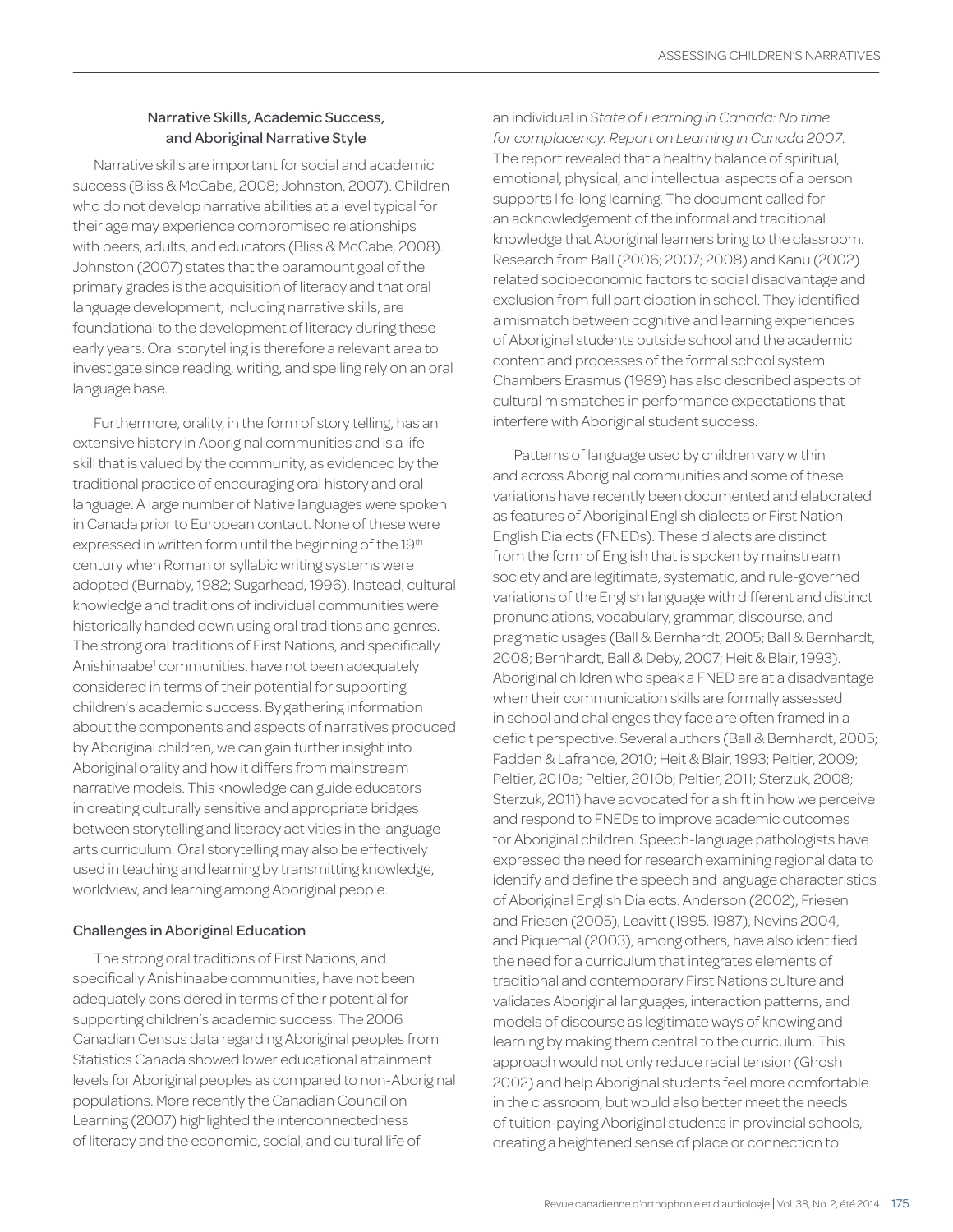### Narrative Skills, Academic Success, and Aboriginal Narrative Style

Narrative skills are important for social and academic success (Bliss & McCabe, 2008; Johnston, 2007). Children who do not develop narrative abilities at a level typical for their age may experience compromised relationships with peers, adults, and educators (Bliss & McCabe, 2008). Johnston (2007) states that the paramount goal of the primary grades is the acquisition of literacy and that oral language development, including narrative skills, are foundational to the development of literacy during these early years. Oral storytelling is therefore a relevant area to investigate since reading, writing, and spelling rely on an oral language base.

Furthermore, orality, in the form of story telling, has an extensive history in Aboriginal communities and is a life skill that is valued by the community, as evidenced by the traditional practice of encouraging oral history and oral language. A large number of Native languages were spoken in Canada prior to European contact. None of these were expressed in written form until the beginning of the 19th century when Roman or syllabic writing systems were adopted (Burnaby, 1982; Sugarhead, 1996). Instead, cultural knowledge and traditions of individual communities were historically handed down using oral traditions and genres. The strong oral traditions of First Nations, and specifically Anishinaabe[1] communities, have not been adequately considered in terms of their potential for supporting children's academic success. By gathering information about the components and aspects of narratives produced by Aboriginal children, we can gain further insight into Aboriginal orality and how it differs from mainstream narrative models. This knowledge can guide educators in creating culturally sensitive and appropriate bridges between storytelling and literacy activities in the language arts curriculum. Oral storytelling may also be effectively used in teaching and learning by transmitting knowledge, worldview, and learning among Aboriginal people.

### Challenges in Aboriginal Education

The strong oral traditions of First Nations, and specifically Anishinaabe communities, have not been adequately considered in terms of their potential for supporting children's academic success. The 2006 Canadian Census data regarding Aboriginal peoples from Statistics Canada showed lower educational attainment levels for Aboriginal peoples as compared to non-Aboriginal populations. More recently the Canadian Council on Learning (2007) highlighted the interconnectedness of literacy and the economic, social, and cultural life of an individual in *State of Learning in Canada: No time for complacency. Report on Learning in Canada 2007*. The report revealed that a healthy balance of spiritual, emotional, physical, and intellectual aspects of a person supports life-long learning. The document called for an acknowledgement of the informal and traditional knowledge that Aboriginal learners bring to the classroom. Research from Ball (2006; 2007; 2008) and Kanu (2002) related socioeconomic factors to social disadvantage and exclusion from full participation in school. They identified a mismatch between cognitive and learning experiences of Aboriginal students outside school and the academic content and processes of the formal school system. Chambers Erasmus (1989) has also described aspects of cultural mismatches in performance expectations that interfere with Aboriginal student success.

Patterns of language used by children vary within and across Aboriginal communities and some of these variations have recently been documented and elaborated as features of Aboriginal English dialects or First Nation English Dialects (FNEDs). These dialects are distinct from the form of English that is spoken by mainstream society and are legitimate, systematic, and rule-governed variations of the English language with different and distinct pronunciations, vocabulary, grammar, discourse, and pragmatic usages (Ball & Bernhardt, 2005; Ball & Bernhardt, 2008; Bernhardt, Ball & Deby, 2007; Heit & Blair, 1993). Aboriginal children who speak a FNED are at a disadvantage when their communication skills are formally assessed in school and challenges they face are often framed in a deficit perspective. Several authors (Ball & Bernhardt, 2005; Fadden & Lafrance, 2010; Heit & Blair, 1993; Peltier, 2009; Peltier, 2010a; Peltier, 2010b; Peltier, 2011; Sterzuk, 2008; Sterzuk, 2011) have advocated for a shift in how we perceive and respond to FNEDs to improve academic outcomes for Aboriginal children. Speech-language pathologists have expressed the need for research examining regional data to identify and define the speech and language characteristics of Aboriginal English Dialects. Anderson (2002), Friesen and Friesen (2005), Leavitt (1995, 1987), Nevins 2004, and Piquemal (2003), among others, have also identified the need for a curriculum that integrates elements of traditional and contemporary First Nations culture and validates Aboriginal languages, interaction patterns, and models of discourse as legitimate ways of knowing and learning by making them central to the curriculum. This approach would not only reduce racial tension (Ghosh 2002) and help Aboriginal students feel more comfortable in the classroom, but would also better meet the needs of tuition-paying Aboriginal students in provincial schools, creating a heightened sense of place or connection to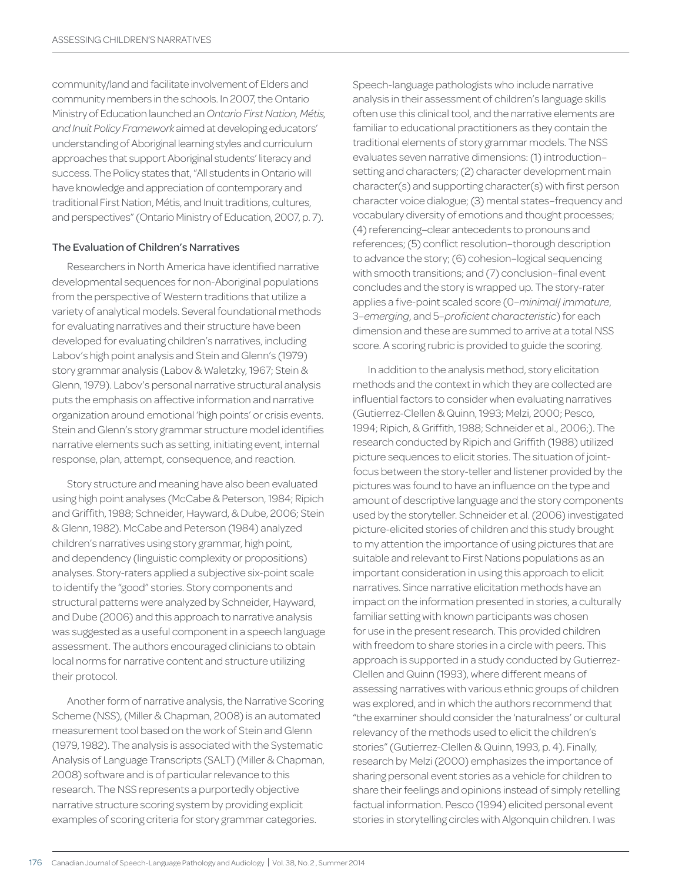community/land and facilitate involvement of Elders and community members in the schools. In 2007, the Ontario Ministry of Education launched an *Ontario First Nation, Métis, and Inuit Policy Framework* aimed at developing educators' understanding of Aboriginal learning styles and curriculum approaches that support Aboriginal students' literacy and success. The Policy states that, "All students in Ontario will have knowledge and appreciation of contemporary and traditional First Nation, Métis, and Inuit traditions, cultures, and perspectives" (Ontario Ministry of Education, 2007, p. 7).

### The Evaluation of Children's Narratives

Researchers in North America have identified narrative developmental sequences for non-Aboriginal populations from the perspective of Western traditions that utilize a variety of analytical models. Several foundational methods for evaluating narratives and their structure have been developed for evaluating children's narratives, including Labov's high point analysis and Stein and Glenn's (1979) story grammar analysis (Labov & Waletzky, 1967; Stein & Glenn, 1979). Labov's personal narrative structural analysis puts the emphasis on affective information and narrative organization around emotional 'high points' or crisis events. Stein and Glenn's story grammar structure model identifies narrative elements such as setting, initiating event, internal response, plan, attempt, consequence, and reaction.

Story structure and meaning have also been evaluated using high point analyses (McCabe & Peterson, 1984; Ripich and Griffith, 1988; Schneider, Hayward, & Dube, 2006; Stein & Glenn, 1982). McCabe and Peterson (1984) analyzed children's narratives using story grammar, high point, and dependency (linguistic complexity or propositions) analyses. Story-raters applied a subjective six-point scale to identify the "good" stories. Story components and structural patterns were analyzed by Schneider, Hayward, and Dube (2006) and this approach to narrative analysis was suggested as a useful component in a speech language assessment. The authors encouraged clinicians to obtain local norms for narrative content and structure utilizing their protocol.

Another form of narrative analysis, the Narrative Scoring Scheme (NSS), (Miller & Chapman, 2008) is an automated measurement tool based on the work of Stein and Glenn (1979, 1982). The analysis is associated with the Systematic Analysis of Language Transcripts (SALT) (Miller & Chapman, 2008) software and is of particular relevance to this research. The NSS represents a purportedly objective narrative structure scoring system by providing explicit examples of scoring criteria for story grammar categories. Speech-language pathologists who include narrative analysis in their assessment of children's language skills often use this clinical tool, and the narrative elements are familiar to educational practitioners as they contain the traditional elements of story grammar models. The NSS evaluates seven narrative dimensions: (1) introduction–setting and characters; (2) character development main character(s) and supporting character(s) with first person character voice dialogue; (3) mental states–frequency and vocabulary diversity of emotions and thought processes; (4) referencing–clear antecedents to pronouns and references; (5) conflict resolution–thorough description to advance the story; (6) cohesion–logical sequencing with smooth transitions; and (7) conclusion–final event concludes and the story is wrapped up. The story-rater applies a five-point scaled score (0–*minimal/ immature*, 3–*emerging*, and 5–*proficient characteristic*) for each dimension and these are summed to arrive at a total NSS score. A scoring rubric is provided to guide the scoring.

In addition to the analysis method, story elicitation methods and the context in which they are collected are influential factors to consider when evaluating narratives (Gutierrez-Clellen & Quinn, 1993; Melzi, 2000; Pesco, 1994; Ripich, & Griffith, 1988; Schneider et al., 2006;). The research conducted by Ripich and Griffith (1988) utilized picture sequences to elicit stories. The situation of joint-focus between the story-teller and listener provided by the pictures was found to have an influence on the type and amount of descriptive language and the story components used by the storyteller. Schneider et al. (2006) investigated picture-elicited stories of children and this study brought to my attention the importance of using pictures that are suitable and relevant to First Nations populations as an important consideration in using this approach to elicit narratives. Since narrative elicitation methods have an impact on the information presented in stories, a culturally familiar setting with known participants was chosen for use in the present research. This provided children with freedom to share stories in a circle with peers. This approach is supported in a study conducted by Gutierrez-Clellen and Quinn (1993), where different means of assessing narratives with various ethnic groups of children was explored, and in which the authors recommend that "the examiner should consider the 'naturalness' or cultural relevancy of the methods used to elicit the children's stories" (Gutierrez-Clellen & Quinn, 1993, p. 4). Finally, research by Melzi (2000) emphasizes the importance of sharing personal event stories as a vehicle for children to share their feelings and opinions instead of simply retelling factual information. Pesco (1994) elicited personal event stories in storytelling circles with Algonquin children. I was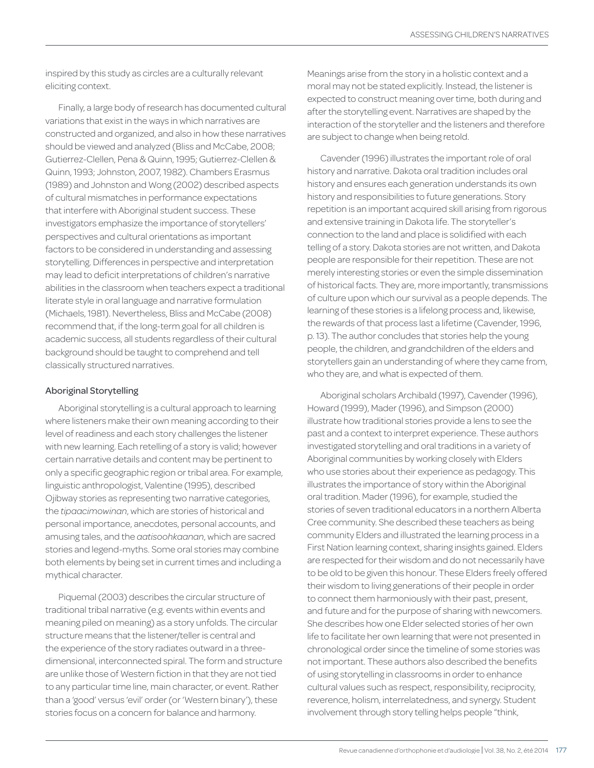inspired by this study as circles are a culturally relevant eliciting context.

Finally, a large body of research has documented cultural variations that exist in the ways in which narratives are constructed and organized, and also in how these narratives should be viewed and analyzed (Bliss and McCabe, 2008; Gutierrez-Clellen, Pena & Quinn, 1995; Gutierrez-Clellen & Quinn, 1993; Johnston, 2007, 1982). Chambers Erasmus (1989) and Johnston and Wong (2002) described aspects of cultural mismatches in performance expectations that interfere with Aboriginal student success. These investigators emphasize the importance of storytellers' perspectives and cultural orientations as important factors to be considered in understanding and assessing storytelling. Differences in perspective and interpretation may lead to deficit interpretations of children's narrative abilities in the classroom when teachers expect a traditional literate style in oral language and narrative formulation (Michaels, 1981). Nevertheless, Bliss and McCabe (2008) recommend that, if the long-term goal for all children is academic success, all students regardless of their cultural background should be taught to comprehend and tell classically structured narratives.

### Aboriginal Storytelling

Aboriginal storytelling is a cultural approach to learning where listeners make their own meaning according to their level of readiness and each story challenges the listener with new learning. Each retelling of a story is valid; however certain narrative details and content may be pertinent to only a specific geographic region or tribal area. For example, linguistic anthropologist, Valentine (1995), described Ojibway stories as representing two narrative categories, the *tipaacimowinan*, which are stories of historical and personal importance, anecdotes, personal accounts, and amusing tales, and the *aatisoohkaanan*, which are sacred stories and legend-myths. Some oral stories may combine both elements by being set in current times and including a mythical character.

Piquemal (2003) describes the circular structure of traditional tribal narrative (e.g. events within events and meaning piled on meaning) as a story unfolds. The circular structure means that the listener/teller is central and the experience of the story radiates outward in a three-dimensional, interconnected spiral. The form and structure are unlike those of Western fiction in that they are not tied to any particular time line, main character, or event. Rather than a 'good' versus 'evil' order (or 'Western binary'), these stories focus on a concern for balance and harmony. Meanings arise from the story in a holistic context and a moral may not be stated explicitly. Instead, the listener is expected to construct meaning over time, both during and after the storytelling event. Narratives are shaped by the interaction of the storyteller and the listeners and therefore are subject to change when being retold.

Cavender (1996) illustrates the important role of oral history and narrative. Dakota oral tradition includes oral history and ensures each generation understands its own history and responsibilities to future generations. Story repetition is an important acquired skill arising from rigorous and extensive training in Dakota life. The storyteller's connection to the land and place is solidified with each telling of a story. Dakota stories are not written, and Dakota people are responsible for their repetition. These are not merely interesting stories or even the simple dissemination of historical facts. They are, more importantly, transmissions of culture upon which our survival as a people depends. The learning of these stories is a lifelong process and, likewise, the rewards of that process last a lifetime (Cavender, 1996, p. 13). The author concludes that stories help the young people, the children, and grandchildren of the elders and storytellers gain an understanding of where they came from, who they are, and what is expected of them.

Aboriginal scholars Archibald (1997), Cavender (1996), Howard (1999), Mader (1996), and Simpson (2000) illustrate how traditional stories provide a lens to see the past and a context to interpret experience. These authors investigated storytelling and oral traditions in a variety of Aboriginal communities by working closely with Elders who use stories about their experience as pedagogy. This illustrates the importance of story within the Aboriginal oral tradition. Mader (1996), for example, studied the stories of seven traditional educators in a northern Alberta Cree community. She described these teachers as being community Elders and illustrated the learning process in a First Nation learning context, sharing insights gained. Elders are respected for their wisdom and do not necessarily have to be old to be given this honour. These Elders freely offered their wisdom to living generations of their people in order to connect them harmoniously with their past, present, and future and for the purpose of sharing with newcomers. She describes how one Elder selected stories of her own life to facilitate her own learning that were not presented in chronological order since the timeline of some stories was not important. These authors also described the benefits of using storytelling in classrooms in order to enhance cultural values such as respect, responsibility, reciprocity, reverence, holism, interrelatedness, and synergy. Student involvement through story telling helps people "think,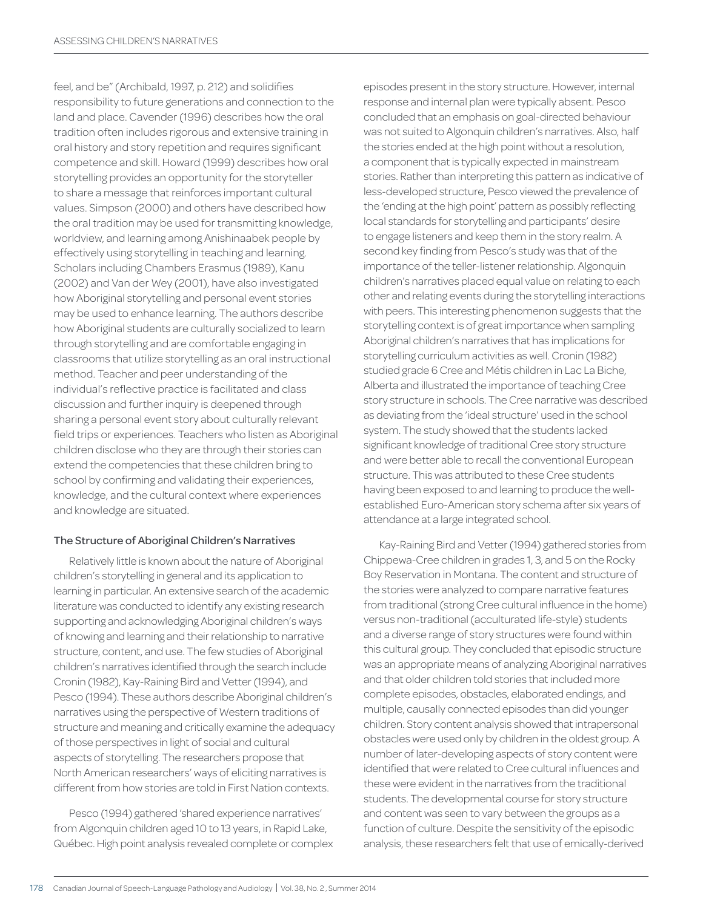feel, and be" (Archibald, 1997, p. 212) and solidifies responsibility to future generations and connection to the land and place. Cavender (1996) describes how the oral tradition often includes rigorous and extensive training in oral history and story repetition and requires significant competence and skill. Howard (1999) describes how oral storytelling provides an opportunity for the storyteller to share a message that reinforces important cultural values. Simpson (2000) and others have described how the oral tradition may be used for transmitting knowledge, worldview, and learning among Anishinaabek people by effectively using storytelling in teaching and learning. Scholars including Chambers Erasmus (1989), Kanu (2002) and Van der Wey (2001), have also investigated how Aboriginal storytelling and personal event stories may be used to enhance learning. The authors describe how Aboriginal students are culturally socialized to learn through storytelling and are comfortable engaging in classrooms that utilize storytelling as an oral instructional method. Teacher and peer understanding of the individual's reflective practice is facilitated and class discussion and further inquiry is deepened through sharing a personal event story about culturally relevant field trips or experiences. Teachers who listen as Aboriginal children disclose who they are through their stories can extend the competencies that these children bring to school by confirming and validating their experiences, knowledge, and the cultural context where experiences and knowledge are situated.

### The Structure of Aboriginal Children's Narratives

Relatively little is known about the nature of Aboriginal children's storytelling in general and its application to learning in particular. An extensive search of the academic literature was conducted to identify any existing research supporting and acknowledging Aboriginal children's ways of knowing and learning and their relationship to narrative structure, content, and use. The few studies of Aboriginal children's narratives identified through the search include Cronin (1982), Kay-Raining Bird and Vetter (1994), and Pesco (1994). These authors describe Aboriginal children's narratives using the perspective of Western traditions of structure and meaning and critically examine the adequacy of those perspectives in light of social and cultural aspects of storytelling. The researchers propose that North American researchers' ways of eliciting narratives is different from how stories are told in First Nation contexts.

Pesco (1994) gathered 'shared experience narratives' from Algonquin children aged 10 to 13 years, in Rapid Lake, Québec. High point analysis revealed complete or complex episodes present in the story structure. However, internal response and internal plan were typically absent. Pesco concluded that an emphasis on goal-directed behaviour was not suited to Algonquin children's narratives. Also, half the stories ended at the high point without a resolution, a component that is typically expected in mainstream stories. Rather than interpreting this pattern as indicative of less-developed structure, Pesco viewed the prevalence of the 'ending at the high point' pattern as possibly reflecting local standards for storytelling and participants' desire to engage listeners and keep them in the story realm. A second key finding from Pesco's study was that of the importance of the teller-listener relationship. Algonquin children's narratives placed equal value on relating to each other and relating events during the storytelling interactions with peers. This interesting phenomenon suggests that the storytelling context is of great importance when sampling Aboriginal children's narratives that has implications for storytelling curriculum activities as well. Cronin (1982) studied grade 6 Cree and Métis children in Lac La Biche, Alberta and illustrated the importance of teaching Cree story structure in schools. The Cree narrative was described as deviating from the 'ideal structure' used in the school system. The study showed that the students lacked significant knowledge of traditional Cree story structure and were better able to recall the conventional European structure. This was attributed to these Cree students having been exposed to and learning to produce the well-established Euro-American story schema after six years of attendance at a large integrated school.

Kay-Raining Bird and Vetter (1994) gathered stories from Chippewa-Cree children in grades 1, 3, and 5 on the Rocky Boy Reservation in Montana. The content and structure of the stories were analyzed to compare narrative features from traditional (strong Cree cultural influence in the home) versus non-traditional (acculturated life-style) students and a diverse range of story structures were found within this cultural group. They concluded that episodic structure was an appropriate means of analyzing Aboriginal narratives and that older children told stories that included more complete episodes, obstacles, elaborated endings, and multiple, causally connected episodes than did younger children. Story content analysis showed that intrapersonal obstacles were used only by children in the oldest group. A number of later-developing aspects of story content were identified that were related to Cree cultural influences and these were evident in the narratives from the traditional students. The developmental course for story structure and content was seen to vary between the groups as a function of culture. Despite the sensitivity of the episodic analysis, these researchers felt that use of emically-derived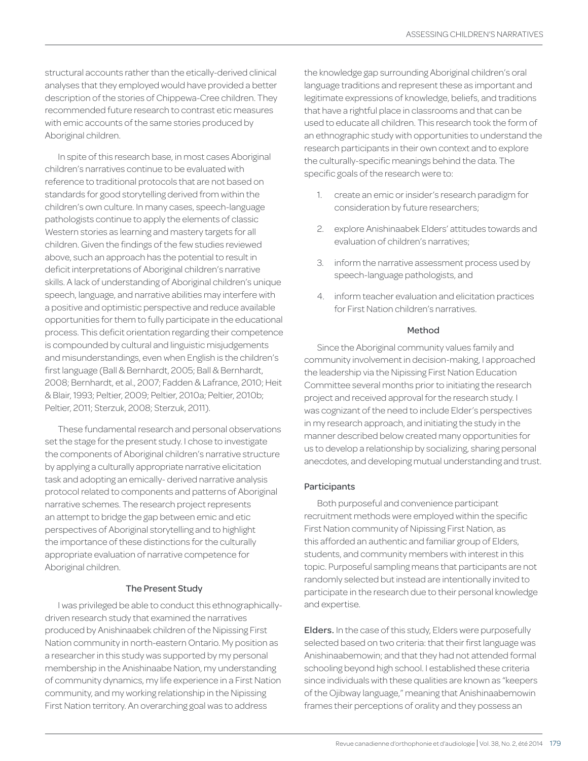structural accounts rather than the etically-derived clinical analyses that they employed would have provided a better description of the stories of Chippewa-Cree children. They recommended future research to contrast etic measures with emic accounts of the same stories produced by Aboriginal children.

In spite of this research base, in most cases Aboriginal children's narratives continue to be evaluated with reference to traditional protocols that are not based on standards for good storytelling derived from within the children's own culture. In many cases, speech-language pathologists continue to apply the elements of classic Western stories as learning and mastery targets for all children. Given the findings of the few studies reviewed above, such an approach has the potential to result in deficit interpretations of Aboriginal children's narrative skills. A lack of understanding of Aboriginal children's unique speech, language, and narrative abilities may interfere with a positive and optimistic perspective and reduce available opportunities for them to fully participate in the educational process. This deficit orientation regarding their competence is compounded by cultural and linguistic misjudgements and misunderstandings, even when English is the children's first language (Ball & Bernhardt, 2005; Ball & Bernhardt, 2008; Bernhardt, et al., 2007; Fadden & Lafrance, 2010; Heit & Blair, 1993; Peltier, 2009; Peltier, 2010a; Peltier, 2010b; Peltier, 2011; Sterzuk, 2008; Sterzuk, 2011).

These fundamental research and personal observations set the stage for the present study. I chose to investigate the components of Aboriginal children's narrative structure by applying a culturally appropriate narrative elicitation task and adopting an emically- derived narrative analysis protocol related to components and patterns of Aboriginal narrative schemes. The research project represents an attempt to bridge the gap between emic and etic perspectives of Aboriginal storytelling and to highlight the importance of these distinctions for the culturally appropriate evaluation of narrative competence for Aboriginal children.

## The Present Study

I was privileged be able to conduct this ethnographically-driven research study that examined the narratives produced by Anishinaabek children of the Nipissing First Nation community in north-eastern Ontario. My position as a researcher in this study was supported by my personal membership in the Anishinaabe Nation, my understanding of community dynamics, my life experience in a First Nation community, and my working relationship in the Nipissing First Nation territory. An overarching goal was to address the knowledge gap surrounding Aboriginal children's oral language traditions and represent these as important and legitimate expressions of knowledge, beliefs, and traditions that have a rightful place in classrooms and that can be used to educate all children. This research took the form of an ethnographic study with opportunities to understand the research participants in their own context and to explore the culturally-specific meanings behind the data. The specific goals of the research were to:

1. create an emic or insider's research paradigm for consideration by future researchers;
2. explore Anishinaabek Elders' attitudes towards and evaluation of children's narratives;
3. inform the narrative assessment process used by speech-language pathologists, and
4. inform teacher evaluation and elicitation practices for First Nation children's narratives.

## Method

Since the Aboriginal community values family and community involvement in decision-making, I approached the leadership via the Nipissing First Nation Education Committee several months prior to initiating the research project and received approval for the research study. I was cognizant of the need to include Elder's perspectives in my research approach, and initiating the study in the manner described below created many opportunities for us to develop a relationship by socializing, sharing personal anecdotes, and developing mutual understanding and trust.

### Participants

Both purposeful and convenience participant recruitment methods were employed within the specific First Nation community of Nipissing First Nation, as this afforded an authentic and familiar group of Elders, students, and community members with interest in this topic. Purposeful sampling means that participants are not randomly selected but instead are intentionally invited to participate in the research due to their personal knowledge and expertise.

**Elders.** In the case of this study, Elders were purposefully selected based on two criteria: that their first language was Anishinaabemowin; and that they had not attended formal schooling beyond high school. I established these criteria since individuals with these qualities are known as "keepers of the Ojibway language," meaning that Anishinaabemowin frames their perceptions of orality and they possess an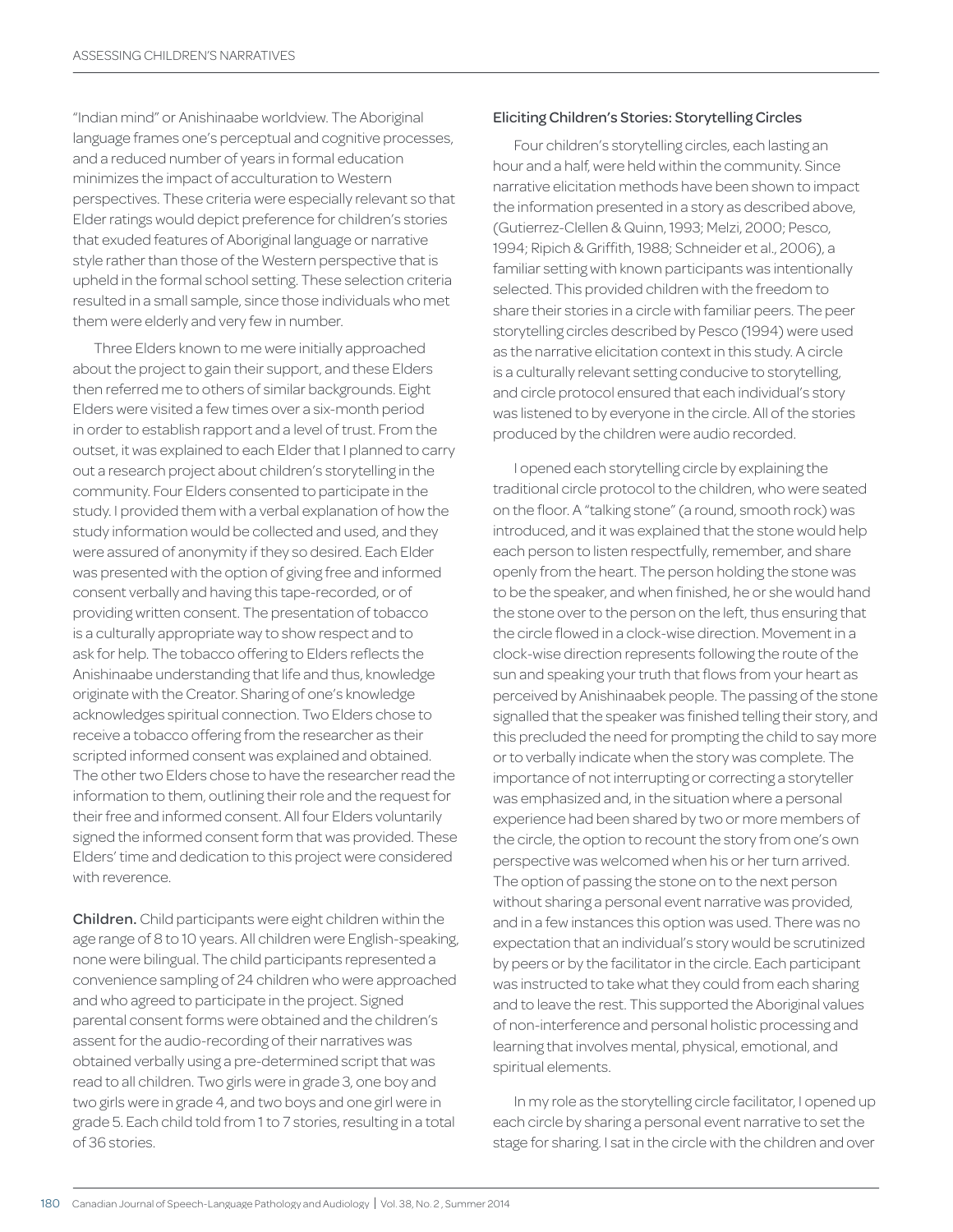"Indian mind" or Anishinaabe worldview. The Aboriginal language frames one's perceptual and cognitive processes, and a reduced number of years in formal education minimizes the impact of acculturation to Western perspectives. These criteria were especially relevant so that Elder ratings would depict preference for children's stories that exuded features of Aboriginal language or narrative style rather than those of the Western perspective that is upheld in the formal school setting. These selection criteria resulted in a small sample, since those individuals who met them were elderly and very few in number.

Three Elders known to me were initially approached about the project to gain their support, and these Elders then referred me to others of similar backgrounds. Eight Elders were visited a few times over a six-month period in order to establish rapport and a level of trust. From the outset, it was explained to each Elder that I planned to carry out a research project about children's storytelling in the community. Four Elders consented to participate in the study. I provided them with a verbal explanation of how the study information would be collected and used, and they were assured of anonymity if they so desired. Each Elder was presented with the option of giving free and informed consent verbally and having this tape-recorded, or of providing written consent. The presentation of tobacco is a culturally appropriate way to show respect and to ask for help. The tobacco offering to Elders reflects the Anishinaabe understanding that life and thus, knowledge originate with the Creator. Sharing of one's knowledge acknowledges spiritual connection. Two Elders chose to receive a tobacco offering from the researcher as their scripted informed consent was explained and obtained. The other two Elders chose to have the researcher read the information to them, outlining their role and the request for their free and informed consent. All four Elders voluntarily signed the informed consent form that was provided. These Elders' time and dedication to this project were considered with reverence.

**Children.** Child participants were eight children within the age range of 8 to 10 years. All children were English-speaking, none were bilingual. The child participants represented a convenience sampling of 24 children who were approached and who agreed to participate in the project. Signed parental consent forms were obtained and the children's assent for the audio-recording of their narratives was obtained verbally using a pre-determined script that was read to all children. Two girls were in grade 3, one boy and two girls were in grade 4, and two boys and one girl were in grade 5. Each child told from 1 to 7 stories, resulting in a total of 36 stories.

### Eliciting Children's Stories: Storytelling Circles

Four children's storytelling circles, each lasting an hour and a half, were held within the community. Since narrative elicitation methods have been shown to impact the information presented in a story as described above, (Gutierrez-Clellen & Quinn, 1993; Melzi, 2000; Pesco, 1994; Ripich & Griffith, 1988; Schneider et al., 2006), a familiar setting with known participants was intentionally selected. This provided children with the freedom to share their stories in a circle with familiar peers. The peer storytelling circles described by Pesco (1994) were used as the narrative elicitation context in this study. A circle is a culturally relevant setting conducive to storytelling, and circle protocol ensured that each individual's story was listened to by everyone in the circle. All of the stories produced by the children were audio recorded.

I opened each storytelling circle by explaining the traditional circle protocol to the children, who were seated on the floor. A "talking stone" (a round, smooth rock) was introduced, and it was explained that the stone would help each person to listen respectfully, remember, and share openly from the heart. The person holding the stone was to be the speaker, and when finished, he or she would hand the stone over to the person on the left, thus ensuring that the circle flowed in a clock-wise direction. Movement in a clock-wise direction represents following the route of the sun and speaking your truth that flows from your heart as perceived by Anishinaabek people. The passing of the stone signalled that the speaker was finished telling their story, and this precluded the need for prompting the child to say more or to verbally indicate when the story was complete. The importance of not interrupting or correcting a storyteller was emphasized and, in the situation where a personal experience had been shared by two or more members of the circle, the option to recount the story from one's own perspective was welcomed when his or her turn arrived. The option of passing the stone on to the next person without sharing a personal event narrative was provided, and in a few instances this option was used. There was no expectation that an individual's story would be scrutinized by peers or by the facilitator in the circle. Each participant was instructed to take what they could from each sharing and to leave the rest. This supported the Aboriginal values of non-interference and personal holistic processing and learning that involves mental, physical, emotional, and spiritual elements.

In my role as the storytelling circle facilitator, I opened up each circle by sharing a personal event narrative to set the stage for sharing. I sat in the circle with the children and over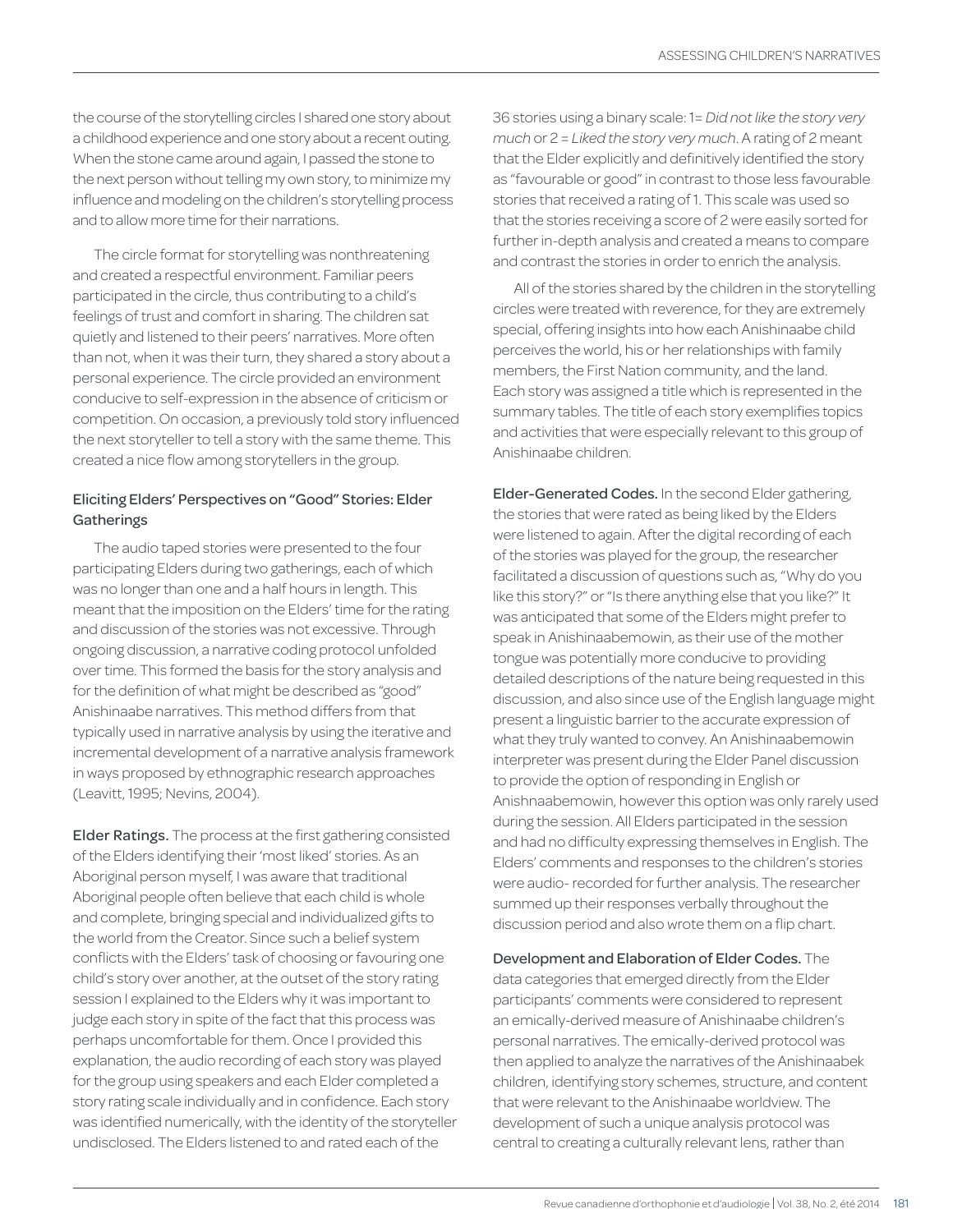the course of the storytelling circles I shared one story about a childhood experience and one story about a recent outing. When the stone came around again, I passed the stone to the next person without telling my own story, to minimize my influence and modeling on the children's storytelling process and to allow more time for their narrations.

The circle format for storytelling was nonthreatening and created a respectful environment. Familiar peers participated in the circle, thus contributing to a child's feelings of trust and comfort in sharing. The children sat quietly and listened to their peers' narratives. More often than not, when it was their turn, they shared a story about a personal experience. The circle provided an environment conducive to self-expression in the absence of criticism or competition. On occasion, a previously told story influenced the next storyteller to tell a story with the same theme. This created a nice flow among storytellers in the group.

### Eliciting Elders' Perspectives on "Good" Stories: Elder Gatherings

The audio taped stories were presented to the four participating Elders during two gatherings, each of which was no longer than one and a half hours in length. This meant that the imposition on the Elders' time for the rating and discussion of the stories was not excessive. Through ongoing discussion, a narrative coding protocol unfolded over time. This formed the basis for the story analysis and for the definition of what might be described as "good" Anishinaabe narratives. This method differs from that typically used in narrative analysis by using the iterative and incremental development of a narrative analysis framework in ways proposed by ethnographic research approaches (Leavitt, 1995; Nevins, 2004).

**Elder Ratings.** The process at the first gathering consisted of the Elders identifying their 'most liked' stories. As an Aboriginal person myself, I was aware that traditional Aboriginal people often believe that each child is whole and complete, bringing special and individualized gifts to the world from the Creator. Since such a belief system conflicts with the Elders' task of choosing or favouring one child's story over another, at the outset of the story rating session I explained to the Elders why it was important to judge each story in spite of the fact that this process was perhaps uncomfortable for them. Once I provided this explanation, the audio recording of each story was played for the group using speakers and each Elder completed a story rating scale individually and in confidence. Each story was identified numerically, with the identity of the storyteller undisclosed. The Elders listened to and rated each of the 36 stories using a binary scale: 1= *Did not like the story very much* or 2 = *Liked the story very much*. A rating of 2 meant that the Elder explicitly and definitively identified the story as "favourable or good" in contrast to those less favourable stories that received a rating of 1. This scale was used so that the stories receiving a score of 2 were easily sorted for further in-depth analysis and created a means to compare and contrast the stories in order to enrich the analysis.

All of the stories shared by the children in the storytelling circles were treated with reverence, for they are extremely special, offering insights into how each Anishinaabe child perceives the world, his or her relationships with family members, the First Nation community, and the land. Each story was assigned a title which is represented in the summary tables. The title of each story exemplifies topics and activities that were especially relevant to this group of Anishinaabe children.

**Elder-Generated Codes.** In the second Elder gathering, the stories that were rated as being liked by the Elders were listened to again. After the digital recording of each of the stories was played for the group, the researcher facilitated a discussion of questions such as, "Why do you like this story?" or "Is there anything else that you like?" It was anticipated that some of the Elders might prefer to speak in Anishinaabemowin, as their use of the mother tongue was potentially more conducive to providing detailed descriptions of the nature being requested in this discussion, and also since use of the English language might present a linguistic barrier to the accurate expression of what they truly wanted to convey. An Anishinaabemowin interpreter was present during the Elder Panel discussion to provide the option of responding in English or Anishnaabemowin, however this option was only rarely used during the session. All Elders participated in the session and had no difficulty expressing themselves in English. The Elders' comments and responses to the children's stories were audio- recorded for further analysis. The researcher summed up their responses verbally throughout the discussion period and also wrote them on a flip chart.

**Development and Elaboration of Elder Codes.** The data categories that emerged directly from the Elder participants' comments were considered to represent an emically-derived measure of Anishinaabe children's personal narratives. The emically-derived protocol was then applied to analyze the narratives of the Anishinaabek children, identifying story schemes, structure, and content that were relevant to the Anishinaabe worldview. The development of such a unique analysis protocol was central to creating a culturally relevant lens, rather than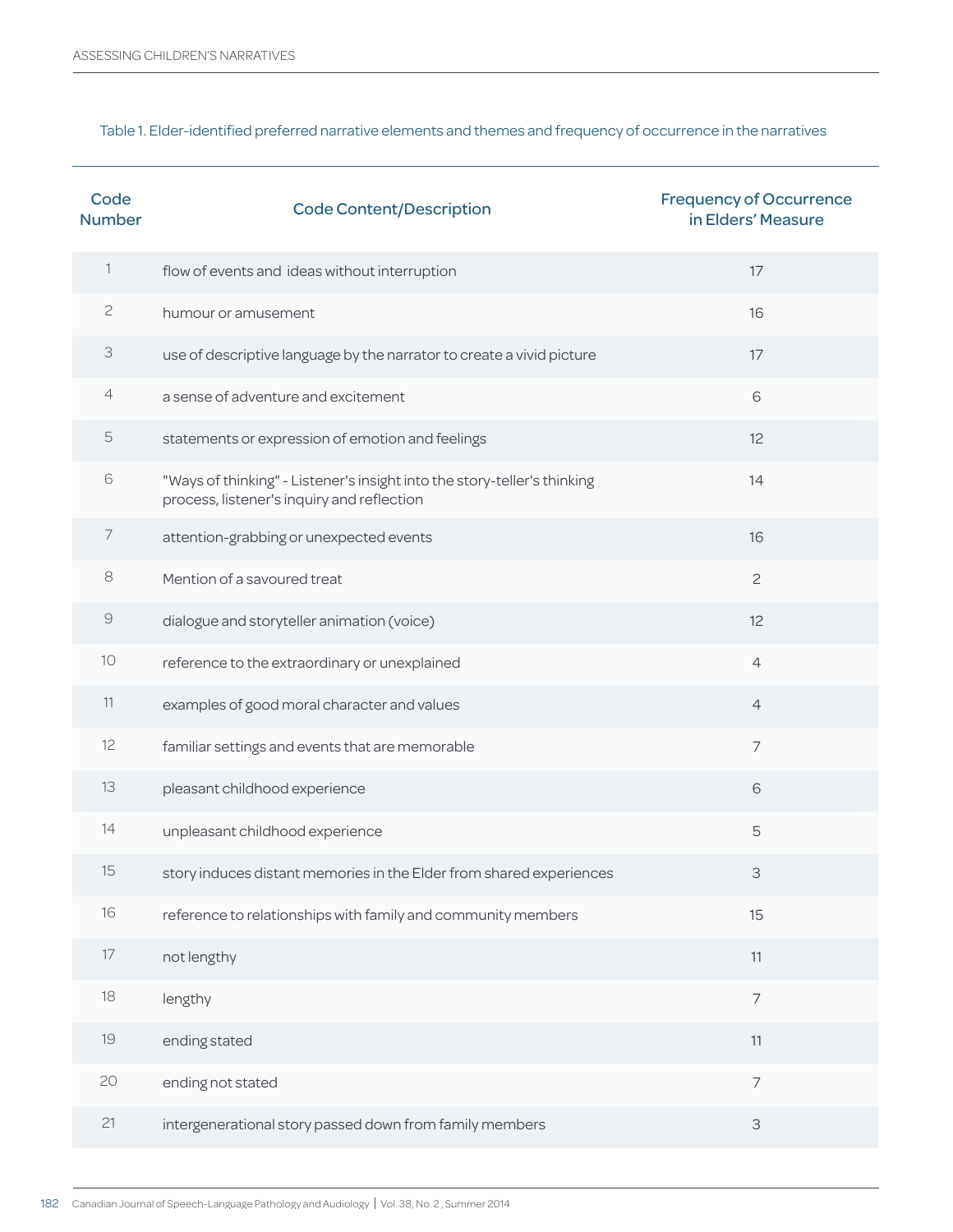Table 1. Elder-identified preferred narrative elements and themes and frequency of occurrence in the narratives

| Code Number | Code Content/Description | Frequency of Occurrence in Elders' Measure |
|---|---|---|
| 1 | flow of events and ideas without interruption | 17 |
| 2 | humour or amusement | 16 |
| 3 | use of descriptive language by the narrator to create a vivid picture | 17 |
| 4 | a sense of adventure and excitement | 6 |
| 5 | statements or expression of emotion and feelings | 12 |
| 6 | "Ways of thinking" - Listener's insight into the story-teller's thinking process, listener's inquiry and reflection | 14 |
| 7 | attention-grabbing or unexpected events | 16 |
| 8 | Mention of a savoured treat | 2 |
| 9 | dialogue and storyteller animation (voice) | 12 |
| 10 | reference to the extraordinary or unexplained | 4 |
| 11 | examples of good moral character and values | 4 |
| 12 | familiar settings and events that are memorable | 7 |
| 13 | pleasant childhood experience | 6 |
| 14 | unpleasant childhood experience | 5 |
| 15 | story induces distant memories in the Elder from shared experiences | 3 |
| 16 | reference to relationships with family and community members | 15 |
| 17 | not lengthy | 11 |
| 18 | lengthy | 7 |
| 19 | ending stated | 11 |
| 20 | ending not stated | 7 |
| 21 | intergenerational story passed down from family members | 3 |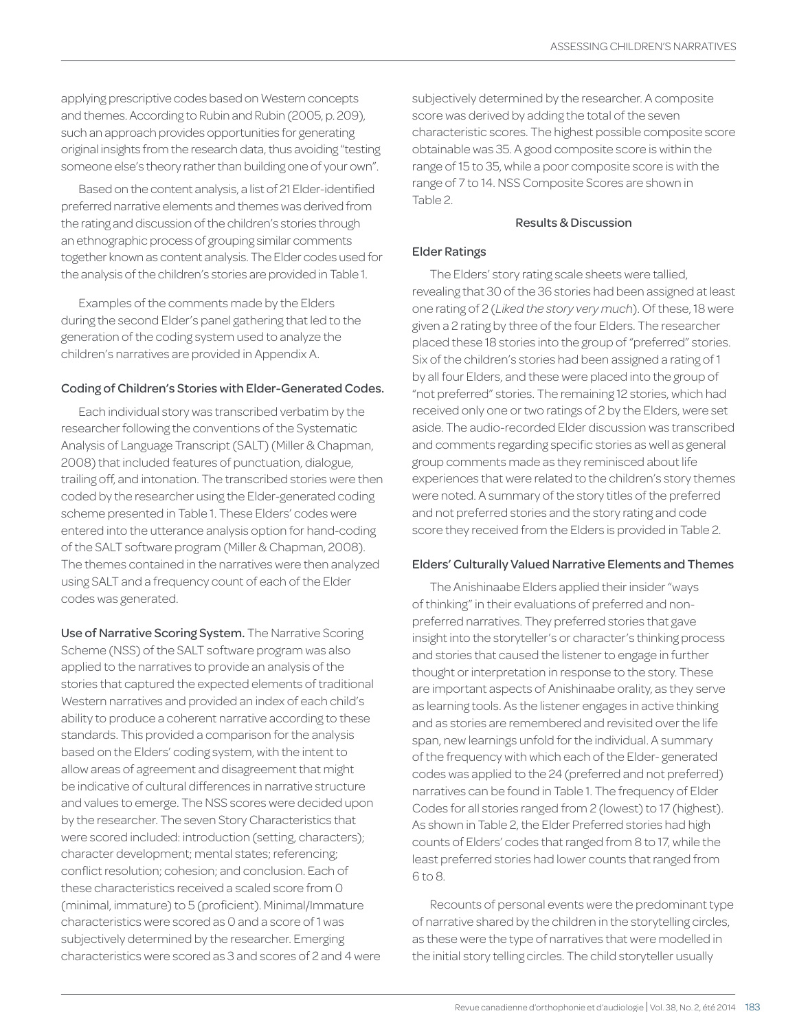applying prescriptive codes based on Western concepts and themes. According to Rubin and Rubin (2005, p. 209), such an approach provides opportunities for generating original insights from the research data, thus avoiding "testing someone else's theory rather than building one of your own".

Based on the content analysis, a list of 21 Elder-identified preferred narrative elements and themes was derived from the rating and discussion of the children's stories through an ethnographic process of grouping similar comments together known as content analysis. The Elder codes used for the analysis of the children's stories are provided in Table 1.

Examples of the comments made by the Elders during the second Elder's panel gathering that led to the generation of the coding system used to analyze the children's narratives are provided in Appendix A.

### Coding of Children's Stories with Elder-Generated Codes.

Each individual story was transcribed verbatim by the researcher following the conventions of the Systematic Analysis of Language Transcript (SALT) (Miller & Chapman, 2008) that included features of punctuation, dialogue, trailing off, and intonation. The transcribed stories were then coded by the researcher using the Elder-generated coding scheme presented in Table 1. These Elders' codes were entered into the utterance analysis option for hand-coding of the SALT software program (Miller & Chapman, 2008). The themes contained in the narratives were then analyzed using SALT and a frequency count of each of the Elder codes was generated.

**Use of Narrative Scoring System.** The Narrative Scoring Scheme (NSS) of the SALT software program was also applied to the narratives to provide an analysis of the stories that captured the expected elements of traditional Western narratives and provided an index of each child's ability to produce a coherent narrative according to these standards. This provided a comparison for the analysis based on the Elders' coding system, with the intent to allow areas of agreement and disagreement that might be indicative of cultural differences in narrative structure and values to emerge. The NSS scores were decided upon by the researcher. The seven Story Characteristics that were scored included: introduction (setting, characters); character development; mental states; referencing; conflict resolution; cohesion; and conclusion. Each of these characteristics received a scaled score from 0 (minimal, immature) to 5 (proficient). Minimal/Immature characteristics were scored as 0 and a score of 1 was subjectively determined by the researcher. Emerging characteristics were scored as 3 and scores of 2 and 4 were subjectively determined by the researcher. A composite score was derived by adding the total of the seven characteristic scores. The highest possible composite score obtainable was 35. A good composite score is within the range of 15 to 35, while a poor composite score is with the range of 7 to 14. NSS Composite Scores are shown in Table 2.

## Results & Discussion

### Elder Ratings

The Elders' story rating scale sheets were tallied, revealing that 30 of the 36 stories had been assigned at least one rating of 2 (*Liked the story very much*). Of these, 18 were given a 2 rating by three of the four Elders. The researcher placed these 18 stories into the group of "preferred" stories. Six of the children's stories had been assigned a rating of 1 by all four Elders, and these were placed into the group of "not preferred" stories. The remaining 12 stories, which had received only one or two ratings of 2 by the Elders, were set aside. The audio-recorded Elder discussion was transcribed and comments regarding specific stories as well as general group comments made as they reminisced about life experiences that were related to the children's story themes were noted. A summary of the story titles of the preferred and not preferred stories and the story rating and code score they received from the Elders is provided in Table 2.

### Elders' Culturally Valued Narrative Elements and Themes

The Anishinaabe Elders applied their insider "ways of thinking" in their evaluations of preferred and non-preferred narratives. They preferred stories that gave insight into the storyteller's or character's thinking process and stories that caused the listener to engage in further thought or interpretation in response to the story. These are important aspects of Anishinaabe orality, as they serve as learning tools. As the listener engages in active thinking and as stories are remembered and revisited over the life span, new learnings unfold for the individual. A summary of the frequency with which each of the Elder- generated codes was applied to the 24 (preferred and not preferred) narratives can be found in Table 1. The frequency of Elder Codes for all stories ranged from 2 (lowest) to 17 (highest). As shown in Table 2, the Elder Preferred stories had high counts of Elders' codes that ranged from 8 to 17, while the least preferred stories had lower counts that ranged from 6 to 8.

Recounts of personal events were the predominant type of narrative shared by the children in the storytelling circles, as these were the type of narratives that were modelled in the initial story telling circles. The child storyteller usually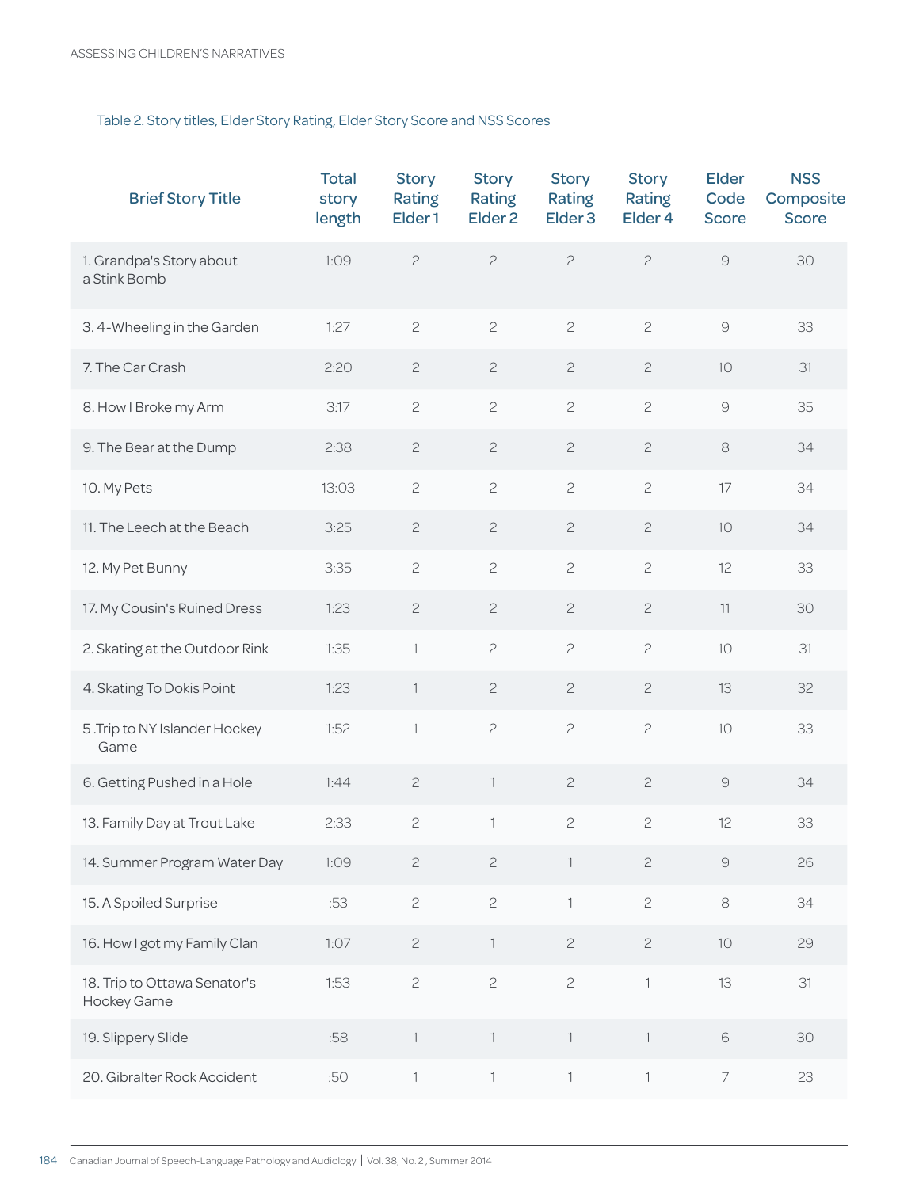Table 2. Story titles, Elder Story Rating, Elder Story Score and NSS Scores

| Brief Story Title | Total story length | Story Rating Elder 1 | Story Rating Elder 2 | Story Rating Elder 3 | Story Rating Elder 4 | Elder Code Score | NSS Composite Score |
|---|---|---|---|---|---|---|---|
| 1. Grandpa's Story about a Stink Bomb | 1:09 | 2 | 2 | 2 | 2 | 9 | 30 |
| 3. 4-Wheeling in the Garden | 1:27 | 2 | 2 | 2 | 2 | 9 | 33 |
| 7. The Car Crash | 2:20 | 2 | 2 | 2 | 2 | 10 | 31 |
| 8. How I Broke my Arm | 3:17 | 2 | 2 | 2 | 2 | 9 | 35 |
| 9. The Bear at the Dump | 2:38 | 2 | 2 | 2 | 2 | 8 | 34 |
| 10. My Pets | 13:03 | 2 | 2 | 2 | 2 | 17 | 34 |
| 11. The Leech at the Beach | 3:25 | 2 | 2 | 2 | 2 | 10 | 34 |
| 12. My Pet Bunny | 3:35 | 2 | 2 | 2 | 2 | 12 | 33 |
| 17. My Cousin's Ruined Dress | 1:23 | 2 | 2 | 2 | 2 | 11 | 30 |
| 2. Skating at the Outdoor Rink | 1:35 | 1 | 2 | 2 | 2 | 10 | 31 |
| 4. Skating To Dokis Point | 1:23 | 1 | 2 | 2 | 2 | 13 | 32 |
| 5 .Trip to NY Islander Hockey Game | 1:52 | 1 | 2 | 2 | 2 | 10 | 33 |
| 6. Getting Pushed in a Hole | 1:44 | 2 | 1 | 2 | 2 | 9 | 34 |
| 13. Family Day at Trout Lake | 2:33 | 2 | 1 | 2 | 2 | 12 | 33 |
| 14. Summer Program Water Day | 1:09 | 2 | 2 | 1 | 2 | 9 | 26 |
| 15. A Spoiled Surprise | :53 | 2 | 2 | 1 | 2 | 8 | 34 |
| 16. How I got my Family Clan | 1:07 | 2 | 1 | 2 | 2 | 10 | 29 |
| 18. Trip to Ottawa Senator's Hockey Game | 1:53 | 2 | 2 | 2 | 1 | 13 | 31 |
| 19. Slippery Slide | :58 | 1 | 1 | 1 | 1 | 6 | 30 |
| 20. Gibralter Rock Accident | :50 | 1 | 1 | 1 | 1 | 7 | 23 |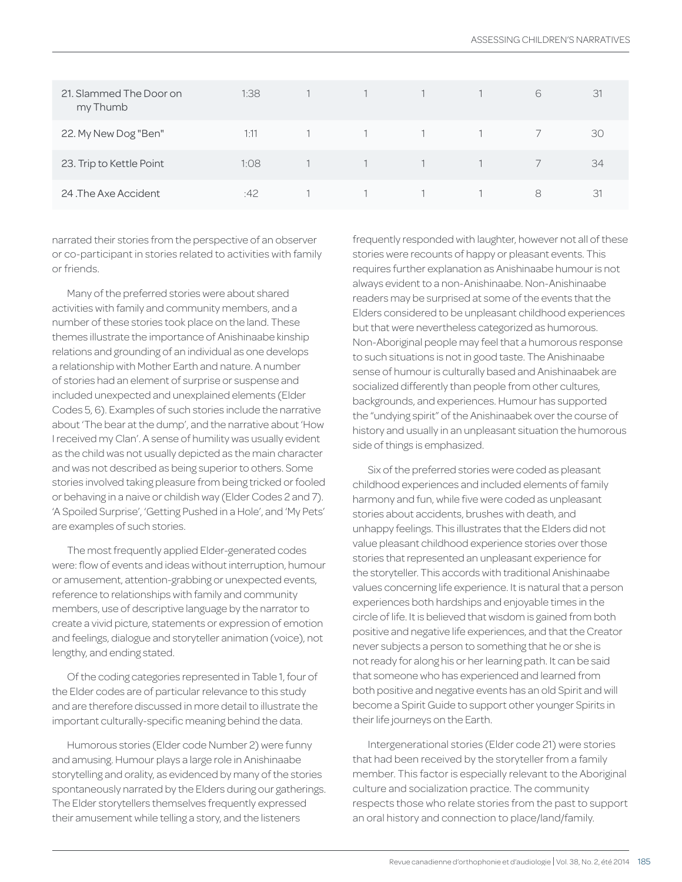| | | | | | | | |
|---|---|---|---|---|---|---|---|
| 21. Slammed The Door on my Thumb | 1:38 | 1 | 1 | 1 | 1 | 6 | 31 |
| 22. My New Dog "Ben" | 1:11 | 1 | 1 | 1 | 1 | 7 | 30 |
| 23. Trip to Kettle Point | 1:08 | 1 | 1 | 1 | 1 | 7 | 34 |
| 24 .The Axe Accident | :42 | 1 | 1 | 1 | 1 | 8 | 31 |

narrated their stories from the perspective of an observer or co-participant in stories related to activities with family or friends.

Many of the preferred stories were about shared activities with family and community members, and a number of these stories took place on the land. These themes illustrate the importance of Anishinaabe kinship relations and grounding of an individual as one develops a relationship with Mother Earth and nature. A number of stories had an element of surprise or suspense and included unexpected and unexplained elements (Elder Codes 5, 6). Examples of such stories include the narrative about 'The bear at the dump', and the narrative about 'How I received my Clan'. A sense of humility was usually evident as the child was not usually depicted as the main character and was not described as being superior to others. Some stories involved taking pleasure from being tricked or fooled or behaving in a naive or childish way (Elder Codes 2 and 7). 'A Spoiled Surprise', 'Getting Pushed in a Hole', and 'My Pets' are examples of such stories.

The most frequently applied Elder-generated codes were: flow of events and ideas without interruption, humour or amusement, attention-grabbing or unexpected events, reference to relationships with family and community members, use of descriptive language by the narrator to create a vivid picture, statements or expression of emotion and feelings, dialogue and storyteller animation (voice), not lengthy, and ending stated.

Of the coding categories represented in Table 1, four of the Elder codes are of particular relevance to this study and are therefore discussed in more detail to illustrate the important culturally-specific meaning behind the data.

Humorous stories (Elder code Number 2) were funny and amusing. Humour plays a large role in Anishinaabe storytelling and orality, as evidenced by many of the stories spontaneously narrated by the Elders during our gatherings. The Elder storytellers themselves frequently expressed their amusement while telling a story, and the listeners frequently responded with laughter, however not all of these stories were recounts of happy or pleasant events. This requires further explanation as Anishinaabe humour is not always evident to a non-Anishinaabe. Non-Anishinaabe readers may be surprised at some of the events that the Elders considered to be unpleasant childhood experiences but that were nevertheless categorized as humorous. Non-Aboriginal people may feel that a humorous response to such situations is not in good taste. The Anishinaabe sense of humour is culturally based and Anishinaabek are socialized differently than people from other cultures, backgrounds, and experiences. Humour has supported the "undying spirit" of the Anishinaabek over the course of history and usually in an unpleasant situation the humorous side of things is emphasized.

Six of the preferred stories were coded as pleasant childhood experiences and included elements of family harmony and fun, while five were coded as unpleasant stories about accidents, brushes with death, and unhappy feelings. This illustrates that the Elders did not value pleasant childhood experience stories over those stories that represented an unpleasant experience for the storyteller. This accords with traditional Anishinaabe values concerning life experience. It is natural that a person experiences both hardships and enjoyable times in the circle of life. It is believed that wisdom is gained from both positive and negative life experiences, and that the Creator never subjects a person to something that he or she is not ready for along his or her learning path. It can be said that someone who has experienced and learned from both positive and negative events has an old Spirit and will become a Spirit Guide to support other younger Spirits in their life journeys on the Earth.

Intergenerational stories (Elder code 21) were stories that had been received by the storyteller from a family member. This factor is especially relevant to the Aboriginal culture and socialization practice. The community respects those who relate stories from the past to support an oral history and connection to place/land/family.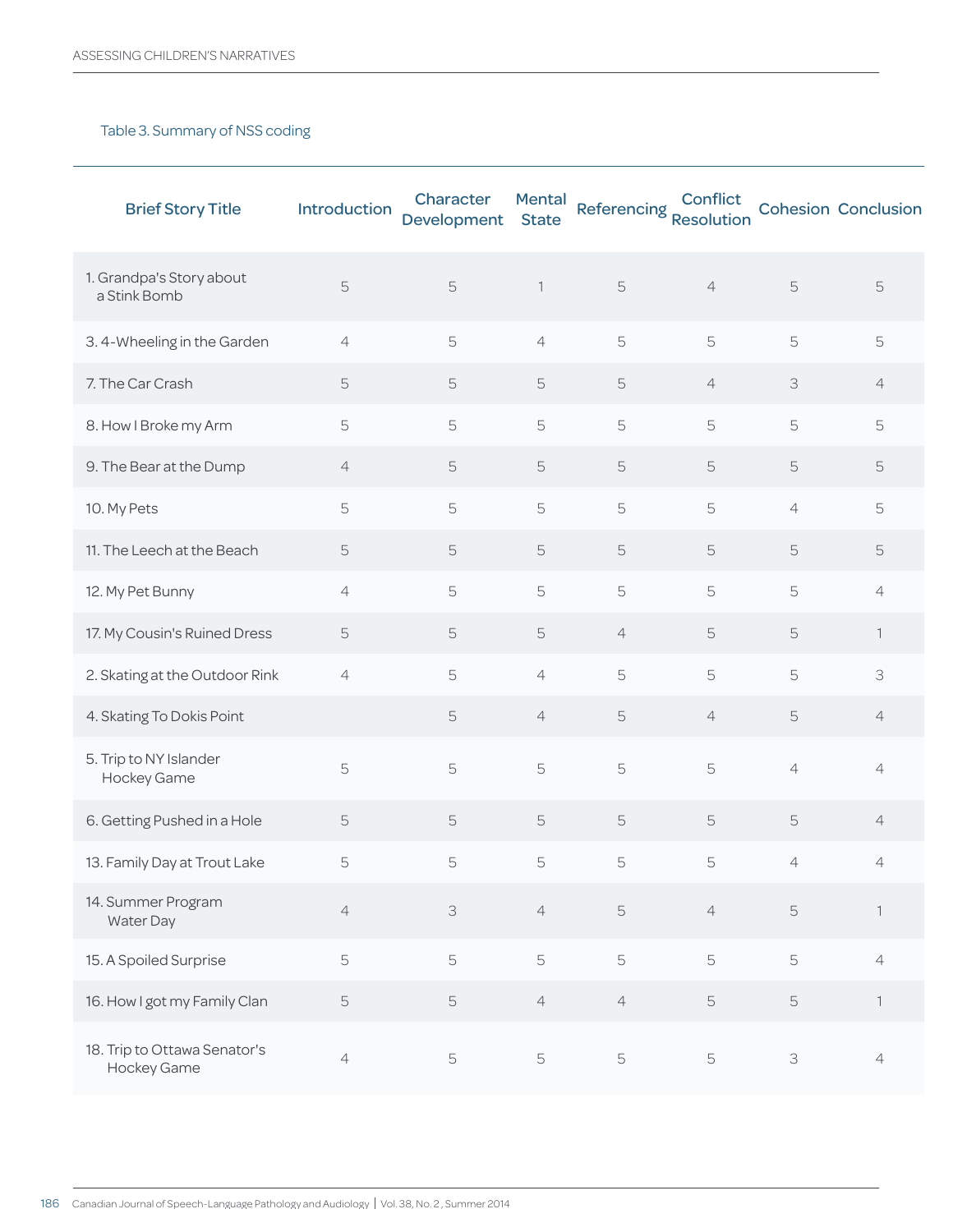Table 3. Summary of NSS coding

| Brief Story Title | Introduction | Character Development | Mental State | Referencing | Conflict Resolution | Cohesion | Conclusion |
|---|---|---|---|---|---|---|---|
| 1. Grandpa's Story about a Stink Bomb | 5 | 5 | 1 | 5 | 4 | 5 | 5 |
| 3. 4-Wheeling in the Garden | 4 | 5 | 4 | 5 | 5 | 5 | 5 |
| 7. The Car Crash | 5 | 5 | 5 | 5 | 4 | 3 | 4 |
| 8. How I Broke my Arm | 5 | 5 | 5 | 5 | 5 | 5 | 5 |
| 9. The Bear at the Dump | 4 | 5 | 5 | 5 | 5 | 5 | 5 |
| 10. My Pets | 5 | 5 | 5 | 5 | 5 | 4 | 5 |
| 11. The Leech at the Beach | 5 | 5 | 5 | 5 | 5 | 5 | 5 |
| 12. My Pet Bunny | 4 | 5 | 5 | 5 | 5 | 5 | 4 |
| 17. My Cousin's Ruined Dress | 5 | 5 | 5 | 4 | 5 | 5 | 1 |
| 2. Skating at the Outdoor Rink | 4 | 5 | 4 | 5 | 5 | 5 | 3 |
| 4. Skating To Dokis Point | | 5 | 4 | 5 | 4 | 5 | 4 |
| 5. Trip to NY Islander Hockey Game | 5 | 5 | 5 | 5 | 5 | 4 | 4 |
| 6. Getting Pushed in a Hole | 5 | 5 | 5 | 5 | 5 | 5 | 4 |
| 13. Family Day at Trout Lake | 5 | 5 | 5 | 5 | 5 | 4 | 4 |
| 14. Summer Program Water Day | 4 | 3 | 4 | 5 | 4 | 5 | 1 |
| 15. A Spoiled Surprise | 5 | 5 | 5 | 5 | 5 | 5 | 4 |
| 16. How I got my Family Clan | 5 | 5 | 4 | 4 | 5 | 5 | 1 |
| 18. Trip to Ottawa Senator's Hockey Game | 4 | 5 | 5 | 5 | 5 | 3 | 4 |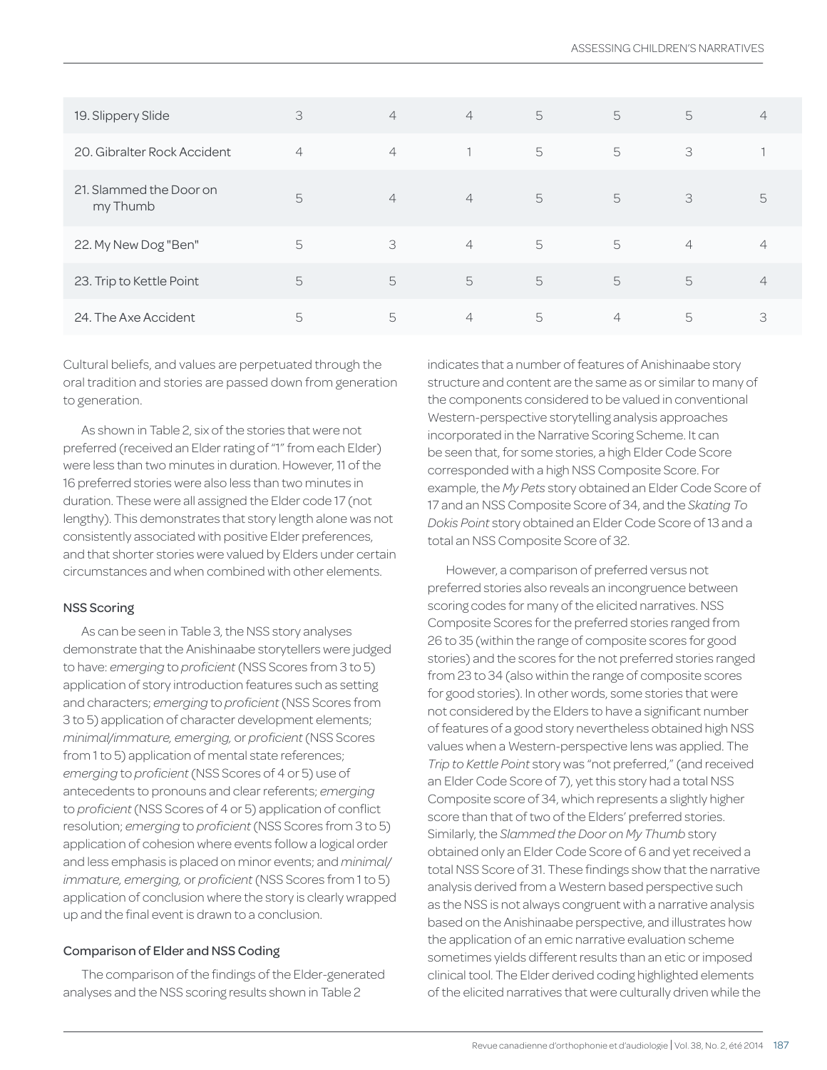| | | | | | | | |
|---|---|---|---|---|---|---|---|
| 19. Slippery Slide | 3 | 4 | 4 | 5 | 5 | 5 | 4 |
| 20. Gibralter Rock Accident | 4 | 4 | 1 | 5 | 5 | 3 | 1 |
| 21. Slammed the Door on my Thumb | 5 | 4 | 4 | 5 | 5 | 3 | 5 |
| 22. My New Dog "Ben" | 5 | 3 | 4 | 5 | 5 | 4 | 4 |
| 23. Trip to Kettle Point | 5 | 5 | 5 | 5 | 5 | 5 | 4 |
| 24. The Axe Accident | 5 | 5 | 4 | 5 | 4 | 5 | 3 |

Cultural beliefs, and values are perpetuated through the oral tradition and stories are passed down from generation to generation.

As shown in Table 2, six of the stories that were not preferred (received an Elder rating of "1" from each Elder) were less than two minutes in duration. However, 11 of the 16 preferred stories were also less than two minutes in duration. These were all assigned the Elder code 17 (not lengthy). This demonstrates that story length alone was not consistently associated with positive Elder preferences, and that shorter stories were valued by Elders under certain circumstances and when combined with other elements.

### NSS Scoring

As can be seen in Table 3, the NSS story analyses demonstrate that the Anishinaabe storytellers were judged to have: *emerging* to *proficient* (NSS Scores from 3 to 5) application of story introduction features such as setting and characters; *emerging* to *proficient* (NSS Scores from 3 to 5) application of character development elements; *minimal/immature, emerging,* or *proficient* (NSS Scores from 1 to 5) application of mental state references; *emerging* to *proficient* (NSS Scores of 4 or 5) use of antecedents to pronouns and clear referents; *emerging* to *proficient* (NSS Scores of 4 or 5) application of conflict resolution; *emerging* to *proficient* (NSS Scores from 3 to 5) application of cohesion where events follow a logical order and less emphasis is placed on minor events; and *minimal/immature, emerging,* or *proficient* (NSS Scores from 1 to 5) application of conclusion where the story is clearly wrapped up and the final event is drawn to a conclusion.

### Comparison of Elder and NSS Coding

The comparison of the findings of the Elder-generated analyses and the NSS scoring results shown in Table 2 indicates that a number of features of Anishinaabe story structure and content are the same as or similar to many of the components considered to be valued in conventional Western-perspective storytelling analysis approaches incorporated in the Narrative Scoring Scheme. It can be seen that, for some stories, a high Elder Code Score corresponded with a high NSS Composite Score. For example, the *My Pets* story obtained an Elder Code Score of 17 and an NSS Composite Score of 34, and the *Skating To Dokis Point* story obtained an Elder Code Score of 13 and a total an NSS Composite Score of 32.

However, a comparison of preferred versus not preferred stories also reveals an incongruence between scoring codes for many of the elicited narratives. NSS Composite Scores for the preferred stories ranged from 26 to 35 (within the range of composite scores for good stories) and the scores for the not preferred stories ranged from 23 to 34 (also within the range of composite scores for good stories). In other words, some stories that were not considered by the Elders to have a significant number of features of a good story nevertheless obtained high NSS values when a Western-perspective lens was applied. The *Trip to Kettle Point* story was "not preferred," (and received an Elder Code Score of 7), yet this story had a total NSS Composite score of 34, which represents a slightly higher score than that of two of the Elders' preferred stories. Similarly, the *Slammed the Door on My Thumb* story obtained only an Elder Code Score of 6 and yet received a total NSS Score of 31. These findings show that the narrative analysis derived from a Western based perspective such as the NSS is not always congruent with a narrative analysis based on the Anishinaabe perspective, and illustrates how the application of an emic narrative evaluation scheme sometimes yields different results than an etic or imposed clinical tool. The Elder derived coding highlighted elements of the elicited narratives that were culturally driven while the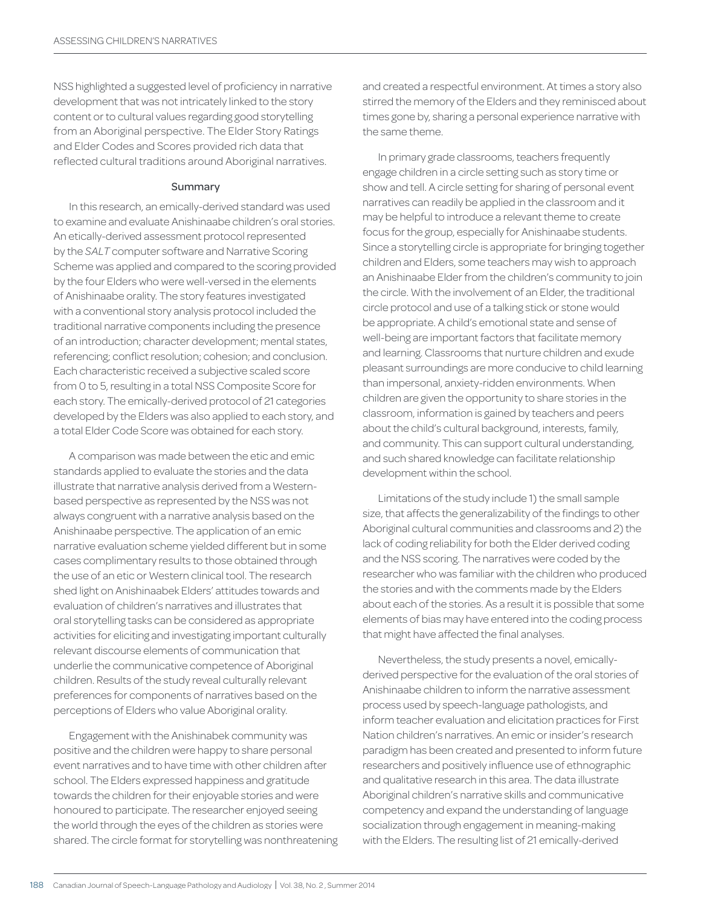NSS highlighted a suggested level of proficiency in narrative development that was not intricately linked to the story content or to cultural values regarding good storytelling from an Aboriginal perspective. The Elder Story Ratings and Elder Codes and Scores provided rich data that reflected cultural traditions around Aboriginal narratives.

### Summary

In this research, an emically-derived standard was used to examine and evaluate Anishinaabe children's oral stories. An etically-derived assessment protocol represented by the *SALT* computer software and Narrative Scoring Scheme was applied and compared to the scoring provided by the four Elders who were well-versed in the elements of Anishinaabe orality. The story features investigated with a conventional story analysis protocol included the traditional narrative components including the presence of an introduction; character development; mental states, referencing; conflict resolution; cohesion; and conclusion. Each characteristic received a subjective scaled score from 0 to 5, resulting in a total NSS Composite Score for each story. The emically-derived protocol of 21 categories developed by the Elders was also applied to each story, and a total Elder Code Score was obtained for each story.

A comparison was made between the etic and emic standards applied to evaluate the stories and the data illustrate that narrative analysis derived from a Western-based perspective as represented by the NSS was not always congruent with a narrative analysis based on the Anishinaabe perspective. The application of an emic narrative evaluation scheme yielded different but in some cases complimentary results to those obtained through the use of an etic or Western clinical tool. The research shed light on Anishinaabek Elders' attitudes towards and evaluation of children's narratives and illustrates that oral storytelling tasks can be considered as appropriate activities for eliciting and investigating important culturally relevant discourse elements of communication that underlie the communicative competence of Aboriginal children. Results of the study reveal culturally relevant preferences for components of narratives based on the perceptions of Elders who value Aboriginal orality.

Engagement with the Anishinabek community was positive and the children were happy to share personal event narratives and to have time with other children after school. The Elders expressed happiness and gratitude towards the children for their enjoyable stories and were honoured to participate. The researcher enjoyed seeing the world through the eyes of the children as stories were shared. The circle format for storytelling was nonthreatening and created a respectful environment. At times a story also stirred the memory of the Elders and they reminisced about times gone by, sharing a personal experience narrative with the same theme.

In primary grade classrooms, teachers frequently engage children in a circle setting such as story time or show and tell. A circle setting for sharing of personal event narratives can readily be applied in the classroom and it may be helpful to introduce a relevant theme to create focus for the group, especially for Anishinaabe students. Since a storytelling circle is appropriate for bringing together children and Elders, some teachers may wish to approach an Anishinaabe Elder from the children's community to join the circle. With the involvement of an Elder, the traditional circle protocol and use of a talking stick or stone would be appropriate. A child's emotional state and sense of well-being are important factors that facilitate memory and learning. Classrooms that nurture children and exude pleasant surroundings are more conducive to child learning than impersonal, anxiety-ridden environments. When children are given the opportunity to share stories in the classroom, information is gained by teachers and peers about the child's cultural background, interests, family, and community. This can support cultural understanding, and such shared knowledge can facilitate relationship development within the school.

Limitations of the study include 1) the small sample size, that affects the generalizability of the findings to other Aboriginal cultural communities and classrooms and 2) the lack of coding reliability for both the Elder derived coding and the NSS scoring. The narratives were coded by the researcher who was familiar with the children who produced the stories and with the comments made by the Elders about each of the stories. As a result it is possible that some elements of bias may have entered into the coding process that might have affected the final analyses.

Nevertheless, the study presents a novel, emically-derived perspective for the evaluation of the oral stories of Anishinaabe children to inform the narrative assessment process used by speech-language pathologists, and inform teacher evaluation and elicitation practices for First Nation children's narratives. An emic or insider's research paradigm has been created and presented to inform future researchers and positively influence use of ethnographic and qualitative research in this area. The data illustrate Aboriginal children's narrative skills and communicative competency and expand the understanding of language socialization through engagement in meaning-making with the Elders. The resulting list of 21 emically-derived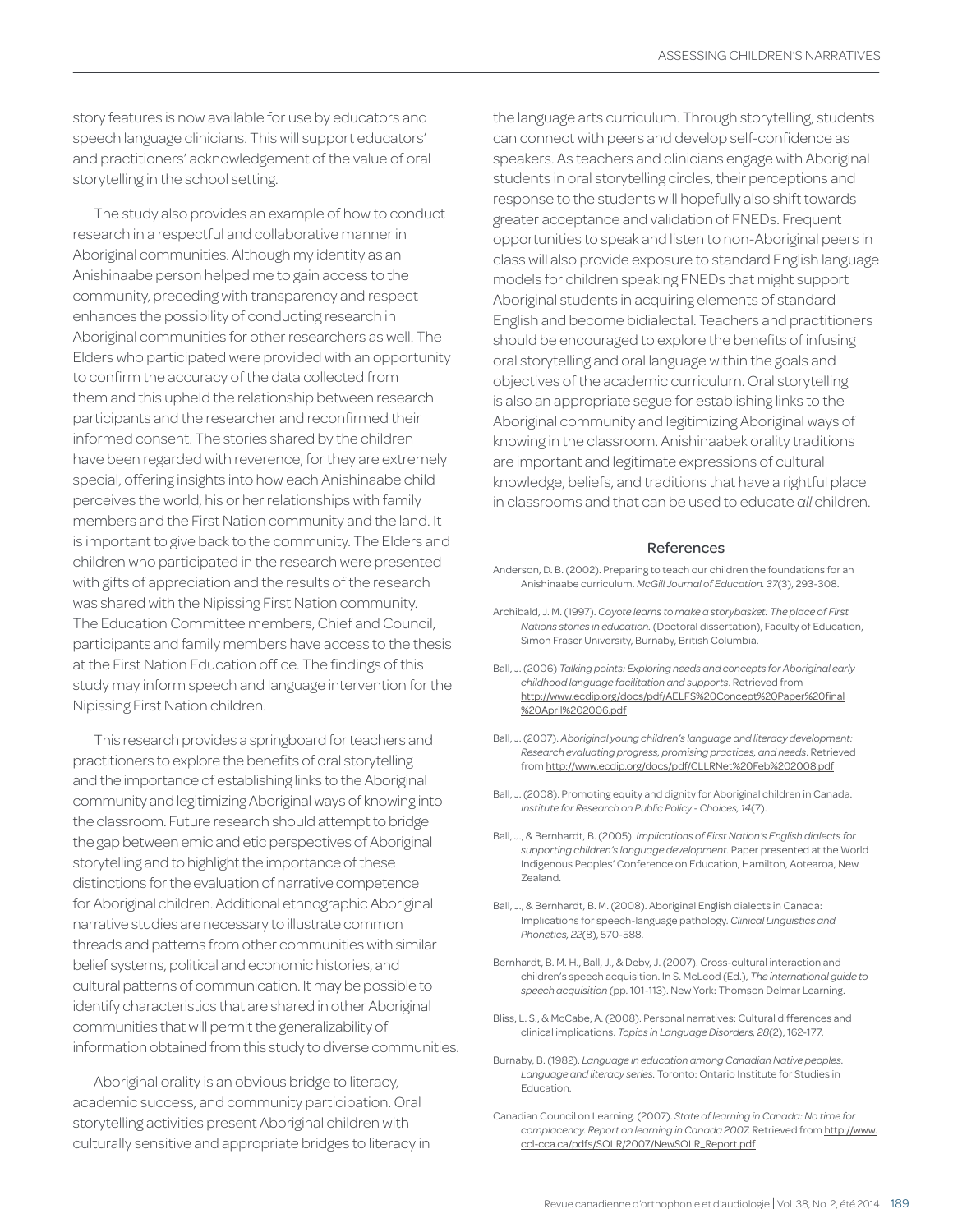story features is now available for use by educators and speech language clinicians. This will support educators' and practitioners' acknowledgement of the value of oral storytelling in the school setting.

The study also provides an example of how to conduct research in a respectful and collaborative manner in Aboriginal communities. Although my identity as an Anishinaabe person helped me to gain access to the community, preceding with transparency and respect enhances the possibility of conducting research in Aboriginal communities for other researchers as well. The Elders who participated were provided with an opportunity to confirm the accuracy of the data collected from them and this upheld the relationship between research participants and the researcher and reconfirmed their informed consent. The stories shared by the children have been regarded with reverence, for they are extremely special, offering insights into how each Anishinaabe child perceives the world, his or her relationships with family members and the First Nation community and the land. It is important to give back to the community. The Elders and children who participated in the research were presented with gifts of appreciation and the results of the research was shared with the Nipissing First Nation community. The Education Committee members, Chief and Council, participants and family members have access to the thesis at the First Nation Education office. The findings of this study may inform speech and language intervention for the Nipissing First Nation children.

This research provides a springboard for teachers and practitioners to explore the benefits of oral storytelling and the importance of establishing links to the Aboriginal community and legitimizing Aboriginal ways of knowing into the classroom. Future research should attempt to bridge the gap between emic and etic perspectives of Aboriginal storytelling and to highlight the importance of these distinctions for the evaluation of narrative competence for Aboriginal children. Additional ethnographic Aboriginal narrative studies are necessary to illustrate common threads and patterns from other communities with similar belief systems, political and economic histories, and cultural patterns of communication. It may be possible to identify characteristics that are shared in other Aboriginal communities that will permit the generalizability of information obtained from this study to diverse communities.

Aboriginal orality is an obvious bridge to literacy, academic success, and community participation. Oral storytelling activities present Aboriginal children with culturally sensitive and appropriate bridges to literacy in the language arts curriculum. Through storytelling, students can connect with peers and develop self-confidence as speakers. As teachers and clinicians engage with Aboriginal students in oral storytelling circles, their perceptions and response to the students will hopefully also shift towards greater acceptance and validation of FNEDs. Frequent opportunities to speak and listen to non-Aboriginal peers in class will also provide exposure to standard English language models for children speaking FNEDs that might support Aboriginal students in acquiring elements of standard English and become bidialectal. Teachers and practitioners should be encouraged to explore the benefits of infusing oral storytelling and oral language within the goals and objectives of the academic curriculum. Oral storytelling is also an appropriate segue for establishing links to the Aboriginal community and legitimizing Aboriginal ways of knowing in the classroom. Anishinaabek orality traditions are important and legitimate expressions of cultural knowledge, beliefs, and traditions that have a rightful place in classrooms and that can be used to educate *all* children.

## References

Anderson, D. B. (2002). Preparing to teach our children the foundations for an Anishinaabe curriculum. *McGill Journal of Education. 37*(3), 293-308.

Archibald, J. M. (1997). *Coyote learns to make a storybasket: The place of First Nations stories in education.* (Doctoral dissertation), Faculty of Education, Simon Fraser University, Burnaby, British Columbia.

Ball, J. (2006) *Talking points: Exploring needs and concepts for Aboriginal early childhood language facilitation and supports*. Retrieved from http://www.ecdip.org/docs/pdf/AELFS%20Concept%20Paper%20final%20April%202006.pdf

Ball, J. (2007). *Aboriginal young children's language and literacy development: Research evaluating progress, promising practices, and needs*. Retrieved from http://www.ecdip.org/docs/pdf/CLLRNet%20Feb%202008.pdf

Ball, J. (2008). Promoting equity and dignity for Aboriginal children in Canada. *Institute for Research on Public Policy - Choices, 14*(7).

Ball, J., & Bernhardt, B. (2005). *Implications of First Nation's English dialects for supporting children's language development.* Paper presented at the World Indigenous Peoples' Conference on Education, Hamilton, Aotearoa, New Zealand.

Ball, J., & Bernhardt, B. M. (2008). Aboriginal English dialects in Canada: Implications for speech-language pathology. *Clinical Linguistics and Phonetics, 22*(8), 570-588.

Bernhardt, B. M. H., Ball, J., & Deby, J. (2007). Cross-cultural interaction and children's speech acquisition. In S. McLeod (Ed.), *The international guide to speech acquisition* (pp. 101-113). New York: Thomson Delmar Learning.

Bliss, L. S., & McCabe, A. (2008). Personal narratives: Cultural differences and clinical implications. *Topics in Language Disorders, 28*(2), 162-177.

Burnaby, B. (1982). *Language in education among Canadian Native peoples. Language and literacy series.* Toronto: Ontario Institute for Studies in Education.

Canadian Council on Learning. (2007). *State of learning in Canada: No time for complacency. Report on learning in Canada 2007.* Retrieved from http://www.ccl-cca.ca/pdfs/SOLR/2007/NewSOLR_Report.pdf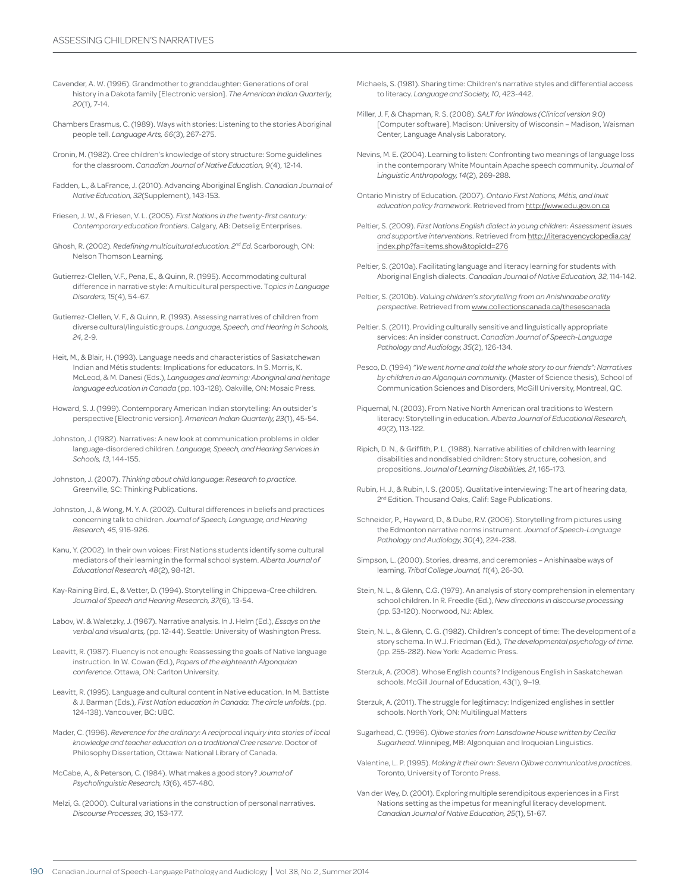Cavender, A. W. (1996). Grandmother to granddaughter: Generations of oral history in a Dakota family [Electronic version]. *The American Indian Quarterly, 20*(1), 7-14.

Chambers Erasmus, C. (1989). Ways with stories: Listening to the stories Aboriginal people tell. *Language Arts, 66*(3), 267-275.

Cronin, M. (1982). Cree children's knowledge of story structure: Some guidelines for the classroom. *Canadian Journal of Native Education, 9*(4), 12-14.

Fadden, L., & LaFrance, J. (2010). Advancing Aboriginal English. *Canadian Journal of Native Education, 32*(Supplement), 143-153.

Friesen, J. W., & Friesen, V. L. (2005). *First Nations in the twenty-first century: Contemporary education frontiers*. Calgary, AB: Detselig Enterprises.

Ghosh, R. (2002). *Redefining multicultural education. 2nd Ed*. Scarborough, ON: Nelson Thomson Learning.

Gutierrez-Clellen, V.F., Pena, E., & Quinn, R. (1995). Accommodating cultural difference in narrative style: A multicultural perspective. T*opics in Language Disorders, 15*(4), 54-67.

Gutierrez-Clellen, V. F., & Quinn, R. (1993). Assessing narratives of children from diverse cultural/linguistic groups. *Language, Speech, and Hearing in Schools, 24*, 2-9.

Heit, M., & Blair, H. (1993). Language needs and characteristics of Saskatchewan Indian and Métis students: Implications for educators. In S. Morris, K. McLeod, & M. Danesi (Eds.), *Languages and learning: Aboriginal and heritage language education in Canada* (pp. 103-128). Oakville, ON: Mosaic Press.

Howard, S. J. (1999). Contemporary American Indian storytelling: An outsider's perspective [Electronic version]. *American Indian Quarterly, 23*(1), 45-54.

Johnston, J. (1982). Narratives: A new look at communication problems in older language-disordered children. *Language, Speech, and Hearing Services in Schools, 13*, 144-155.

Johnston, J. (2007). *Thinking about child language: Research to practice*. Greenville, SC: Thinking Publications.

Johnston, J., & Wong, M. Y. A. (2002). Cultural differences in beliefs and practices concerning talk to children. *Journal of Speech, Language, and Hearing Research, 45*, 916-926.

Kanu, Y. (2002). In their own voices: First Nations students identify some cultural mediators of their learning in the formal school system. *Alberta Journal of Educational Research, 48*(2), 98-121.

Kay-Raining Bird, E., & Vetter, D. (1994). Storytelling in Chippewa-Cree children. *Journal of Speech and Hearing Research, 37*(6), 13-54.

Labov, W. & Waletzky, J. (1967). Narrative analysis. In J. Helm (Ed.), *Essays on the verbal and visual arts,* (pp. 12-44). Seattle: University of Washington Press.

Leavitt, R. (1987). Fluency is not enough: Reassessing the goals of Native language instruction. In W. Cowan (Ed.), *Papers of the eighteenth Algonquian conference*. Ottawa, ON: Carlton University.

Leavitt, R. (1995). Language and cultural content in Native education. In M. Battiste & J. Barman (Eds.), *First Nation education in Canada: The circle unfolds*. (pp. 124-138). Vancouver, BC: UBC.

Mader, C. (1996). *Reverence for the ordinary: A reciprocal inquiry into stories of local knowledge and teacher education on a traditional Cree reserve*. Doctor of Philosophy Dissertation, Ottawa: National Library of Canada.

McCabe, A., & Peterson, C. (1984). What makes a good story? *Journal of Psycholinguistic Research, 13*(6), 457-480.

Melzi, G. (2000). Cultural variations in the construction of personal narratives. *Discourse Processes, 30*, 153-177.

Michaels, S. (1981). Sharing time: Children's narrative styles and differential access to literacy. *Language and Society, 10*, 423-442.

Miller, J. F, & Chapman, R. S. (2008). *SALT for Windows (Clinical version 9.0)* [Computer software]. Madison: University of Wisconsin – Madison, Waisman Center, Language Analysis Laboratory.

Nevins, M. E. (2004). Learning to listen: Confronting two meanings of language loss in the contemporary White Mountain Apache speech community. *Journal of Linguistic Anthropology, 14*(2), 269-288.

Ontario Ministry of Education. (2007). *Ontario First Nations, Métis, and Inuit education policy framework*. Retrieved from http://www.edu.gov.on.ca

Peltier, S. (2009). *First Nations English dialect in young children: Assessment issues and supportive interventions*. Retrieved from http://literacyencyclopedia.ca/index.php?fa=items.show&topicId=276

Peltier, S. (2010a). Facilitating language and literacy learning for students with Aboriginal English dialects. *Canadian Journal of Native Education, 32*, 114-142.

Peltier, S. (2010b). *Valuing children's storytelling from an Anishinaabe orality perspective*. Retrieved from www.collectionscanada.ca/thesescanada

Peltier. S. (2011). Providing culturally sensitive and linguistically appropriate services: An insider construct. *Canadian Journal of Speech-Language Pathology and Audiology, 35*(2), 126-134.

Pesco, D. (1994) *"We went home and told the whole story to our friends": Narratives by children in an Algonquin community.* (Master of Science thesis), School of Communication Sciences and Disorders, McGill University, Montreal, QC.

Piquemal, N. (2003). From Native North American oral traditions to Western literacy: Storytelling in education. *Alberta Journal of Educational Research, 49*(2), 113-122.

Ripich, D. N., & Griffith, P. L. (1988). Narrative abilities of children with learning disabilities and nondisabled children: Story structure, cohesion, and propositions. *Journal of Learning Disabilities, 21*, 165-173.

Rubin, H. J., & Rubin, I. S. (2005). Qualitative interviewing: The art of hearing data, 2nd Edition. Thousand Oaks, Calif: Sage Publications.

Schneider, P., Hayward, D., & Dube, R.V. (2006). Storytelling from pictures using the Edmonton narrative norms instrument. *Journal of Speech-Language Pathology and Audiology, 30*(4), 224-238.

Simpson, L. (2000). Stories, dreams, and ceremonies – Anishinaabe ways of learning. *Tribal College Journal, 11*(4), 26-30.

Stein, N. L., & Glenn, C.G. (1979). An analysis of story comprehension in elementary school children. In R. Freedle (Ed.), *New directions in discourse processing* (pp. 53-120). Noorwood, NJ: Ablex.

Stein, N. L., & Glenn, C. G. (1982). Children's concept of time: The development of a story schema. In W.J. Friedman (Ed.), *The developmental psychology of time.* (pp. 255-282). New York: Academic Press.

Sterzuk, A. (2008). Whose English counts? Indigenous English in Saskatchewan schools. McGill Journal of Education, 43(1), 9–19.

Sterzuk, A. (2011). The struggle for legitimacy: Indigenized englishes in settler schools. North York, ON: Multilingual Matters

Sugarhead, C. (1996). *Ojibwe stories from Lansdowne House written by Cecilia Sugarhead*. Winnipeg, MB: Algonquian and Iroquoian Linguistics.

Valentine, L. P. (1995). *Making it their own: Severn Ojibwe communicative practices*. Toronto, University of Toronto Press.

Van der Wey, D. (2001). Exploring multiple serendipitous experiences in a First Nations setting as the impetus for meaningful literacy development. *Canadian Journal of Native Education, 25*(1), 51-67.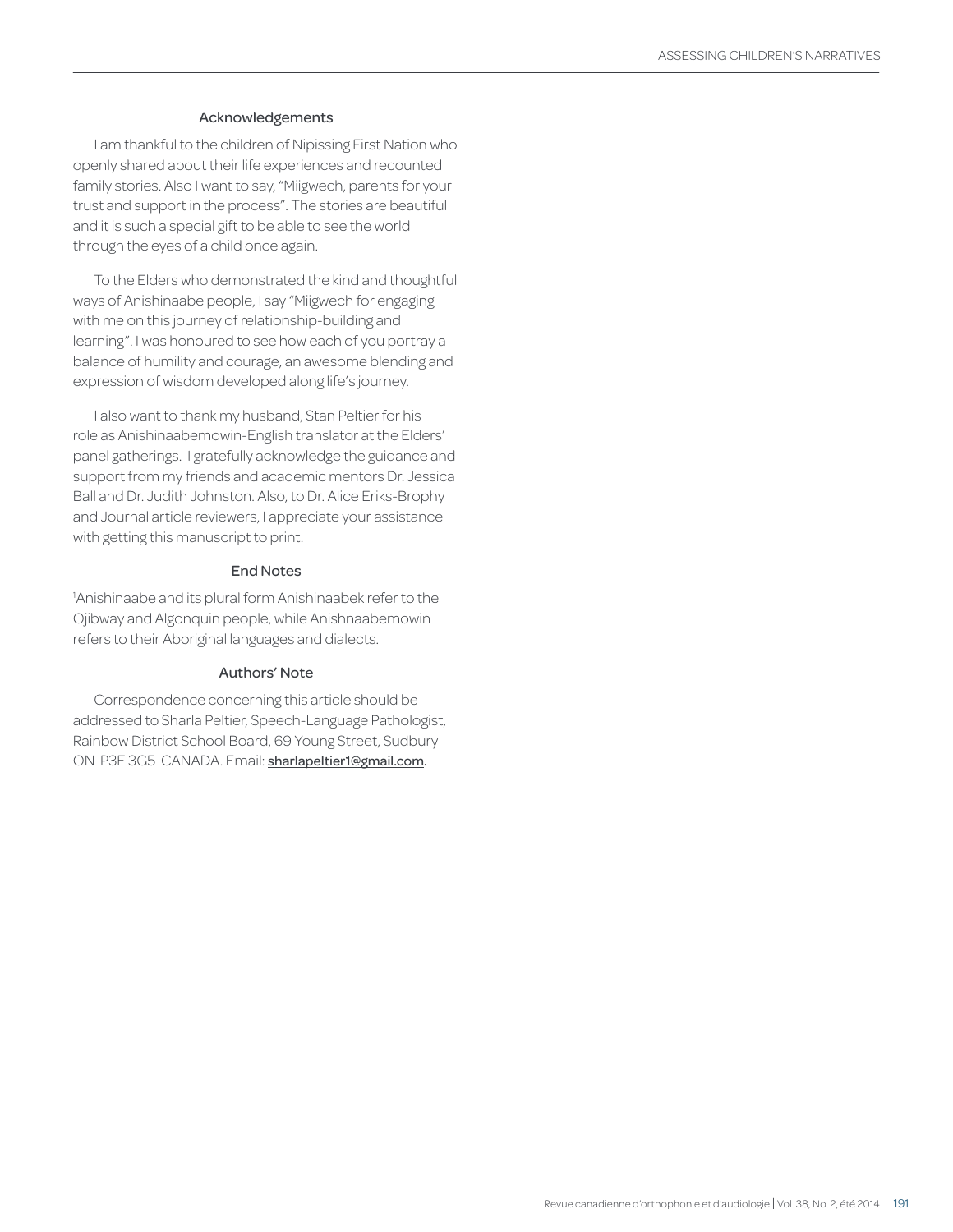### Acknowledgements

I am thankful to the children of Nipissing First Nation who openly shared about their life experiences and recounted family stories. Also I want to say, "Miigwech, parents for your trust and support in the process". The stories are beautiful and it is such a special gift to be able to see the world through the eyes of a child once again.

To the Elders who demonstrated the kind and thoughtful ways of Anishinaabe people, I say "Miigwech for engaging with me on this journey of relationship-building and learning". I was honoured to see how each of you portray a balance of humility and courage, an awesome blending and expression of wisdom developed along life's journey.

I also want to thank my husband, Stan Peltier for his role as Anishinaabemowin-English translator at the Elders' panel gatherings. I gratefully acknowledge the guidance and support from my friends and academic mentors Dr. Jessica Ball and Dr. Judith Johnston. Also, to Dr. Alice Eriks-Brophy and Journal article reviewers, I appreciate your assistance with getting this manuscript to print.

### End Notes

[1]Anishinaabe and its plural form Anishinaabek refer to the Ojibway and Algonquin people, while Anishnaabemowin refers to their Aboriginal languages and dialects.

### Authors' Note

Correspondence concerning this article should be addressed to Sharla Peltier, Speech-Language Pathologist, Rainbow District School Board, 69 Young Street, Sudbury ON P3E 3G5 CANADA. Email: sharlapeltier1@gmail.com.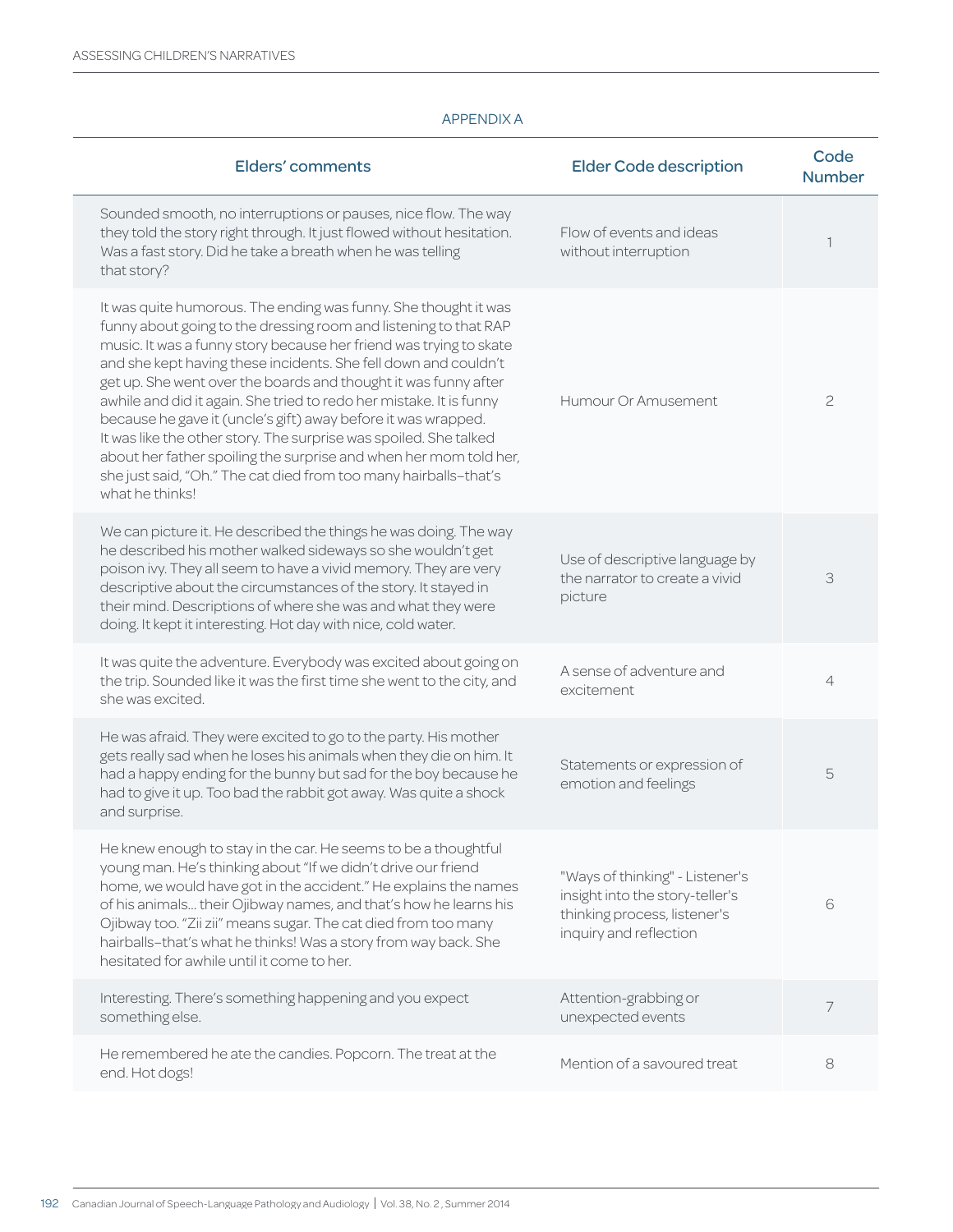## APPENDIX A

| Elders' comments | Elder Code description | Code Number |
|---|---|---|
| Sounded smooth, no interruptions or pauses, nice flow. The way they told the story right through. It just flowed without hesitation. Was a fast story. Did he take a breath when he was telling that story? | Flow of events and ideas without interruption | 1 |
| It was quite humorous. The ending was funny. She thought it was funny about going to the dressing room and listening to that RAP music. It was a funny story because her friend was trying to skate and she kept having these incidents. She fell down and couldn't get up. She went over the boards and thought it was funny after awhile and did it again. She tried to redo her mistake. It is funny because he gave it (uncle's gift) away before it was wrapped. It was like the other story. The surprise was spoiled. She talked about her father spoiling the surprise and when her mom told her, she just said, "Oh." The cat died from too many hairballs–that's what he thinks! | Humour Or Amusement | 2 |
| We can picture it. He described the things he was doing. The way he described his mother walked sideways so she wouldn't get poison ivy. They all seem to have a vivid memory. They are very descriptive about the circumstances of the story. It stayed in their mind. Descriptions of where she was and what they were doing. It kept it interesting. Hot day with nice, cold water. | Use of descriptive language by the narrator to create a vivid picture | 3 |
| It was quite the adventure. Everybody was excited about going on the trip. Sounded like it was the first time she went to the city, and she was excited. | A sense of adventure and excitement | 4 |
| He was afraid. They were excited to go to the party. His mother gets really sad when he loses his animals when they die on him. It had a happy ending for the bunny but sad for the boy because he had to give it up. Too bad the rabbit got away. Was quite a shock and surprise. | Statements or expression of emotion and feelings | 5 |
| He knew enough to stay in the car. He seems to be a thoughtful young man. He's thinking about "If we didn't drive our friend home, we would have got in the accident." He explains the names of his animals... their Ojibway names, and that's how he learns his Ojibway too. "Zii zii" means sugar. The cat died from too many hairballs–that's what he thinks! Was a story from way back. She hesitated for awhile until it come to her. | "Ways of thinking" - Listener's insight into the story-teller's thinking process, listener's inquiry and reflection | 6 |
| Interesting. There's something happening and you expect something else. | Attention-grabbing or unexpected events | 7 |
| He remembered he ate the candies. Popcorn. The treat at the end. Hot dogs! | Mention of a savoured treat | 8 |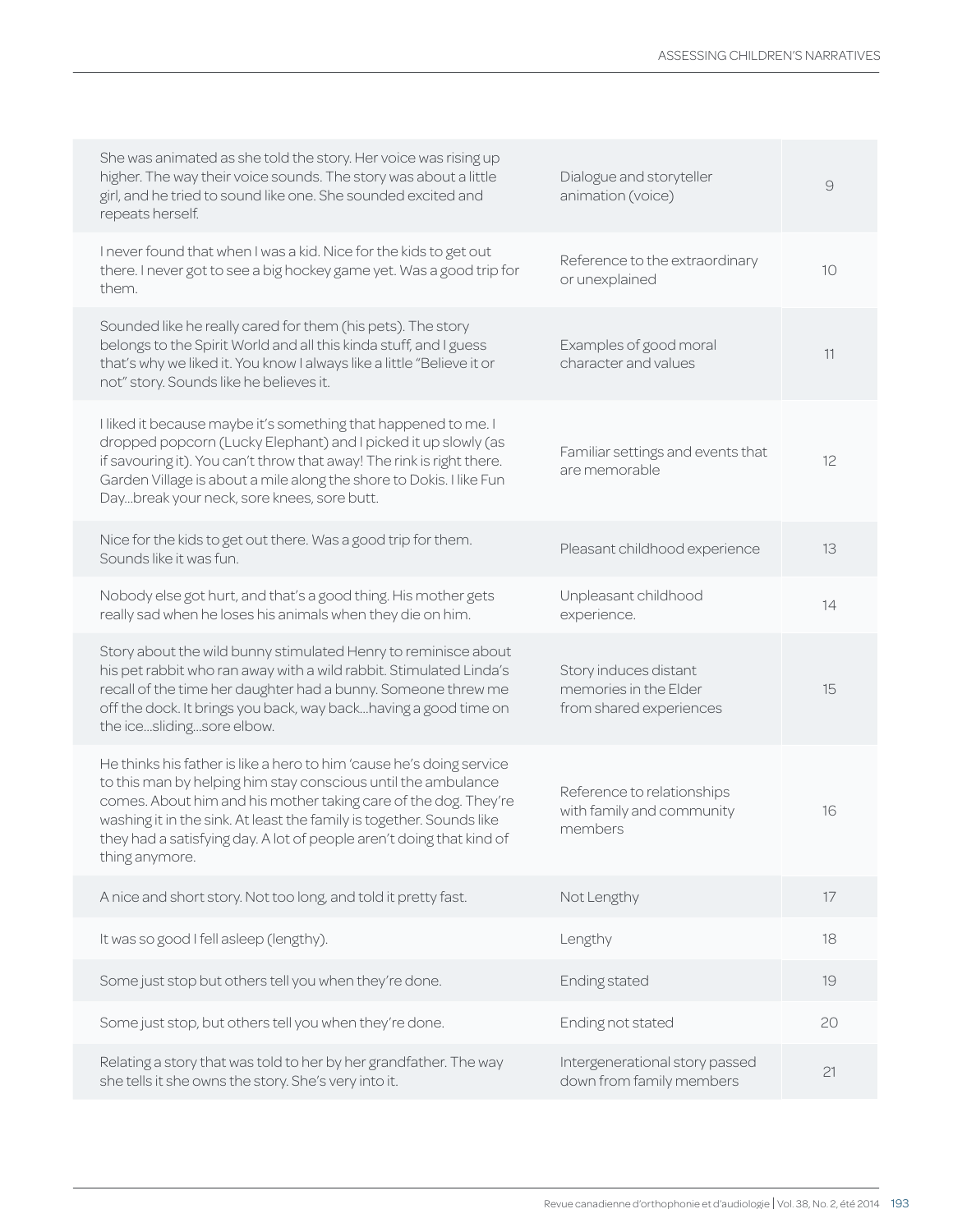| | | |
|---|---|---|
| She was animated as she told the story. Her voice was rising up higher. The way their voice sounds. The story was about a little girl, and he tried to sound like one. She sounded excited and repeats herself. | Dialogue and storyteller animation (voice) | 9 |
| I never found that when I was a kid. Nice for the kids to get out there. I never got to see a big hockey game yet. Was a good trip for them. | Reference to the extraordinary or unexplained | 10 |
| Sounded like he really cared for them (his pets). The story belongs to the Spirit World and all this kinda stuff, and I guess that's why we liked it. You know I always like a little "Believe it or not" story. Sounds like he believes it. | Examples of good moral character and values | 11 |
| I liked it because maybe it's something that happened to me. I dropped popcorn (Lucky Elephant) and I picked it up slowly (as if savouring it). You can't throw that away! The rink is right there. Garden Village is about a mile along the shore to Dokis. I like Fun Day...break your neck, sore knees, sore butt. | Familiar settings and events that are memorable | 12 |
| Nice for the kids to get out there. Was a good trip for them. Sounds like it was fun. | Pleasant childhood experience | 13 |
| Nobody else got hurt, and that's a good thing. His mother gets really sad when he loses his animals when they die on him. | Unpleasant childhood experience. | 14 |
| Story about the wild bunny stimulated Henry to reminisce about his pet rabbit who ran away with a wild rabbit. Stimulated Linda's recall of the time her daughter had a bunny. Someone threw me off the dock. It brings you back, way back...having a good time on the ice...sliding...sore elbow. | Story induces distant memories in the Elder from shared experiences | 15 |
| He thinks his father is like a hero to him 'cause he's doing service to this man by helping him stay conscious until the ambulance comes. About him and his mother taking care of the dog. They're washing it in the sink. At least the family is together. Sounds like they had a satisfying day. A lot of people aren't doing that kind of thing anymore. | Reference to relationships with family and community members | 16 |
| A nice and short story. Not too long, and told it pretty fast. | Not Lengthy | 17 |
| It was so good I fell asleep (lengthy). | Lengthy | 18 |
| Some just stop but others tell you when they're done. | Ending stated | 19 |
| Some just stop, but others tell you when they're done. | Ending not stated | 20 |
| Relating a story that was told to her by her grandfather. The way she tells it she owns the story. She's very into it. | Intergenerational story passed down from family members | 21 |